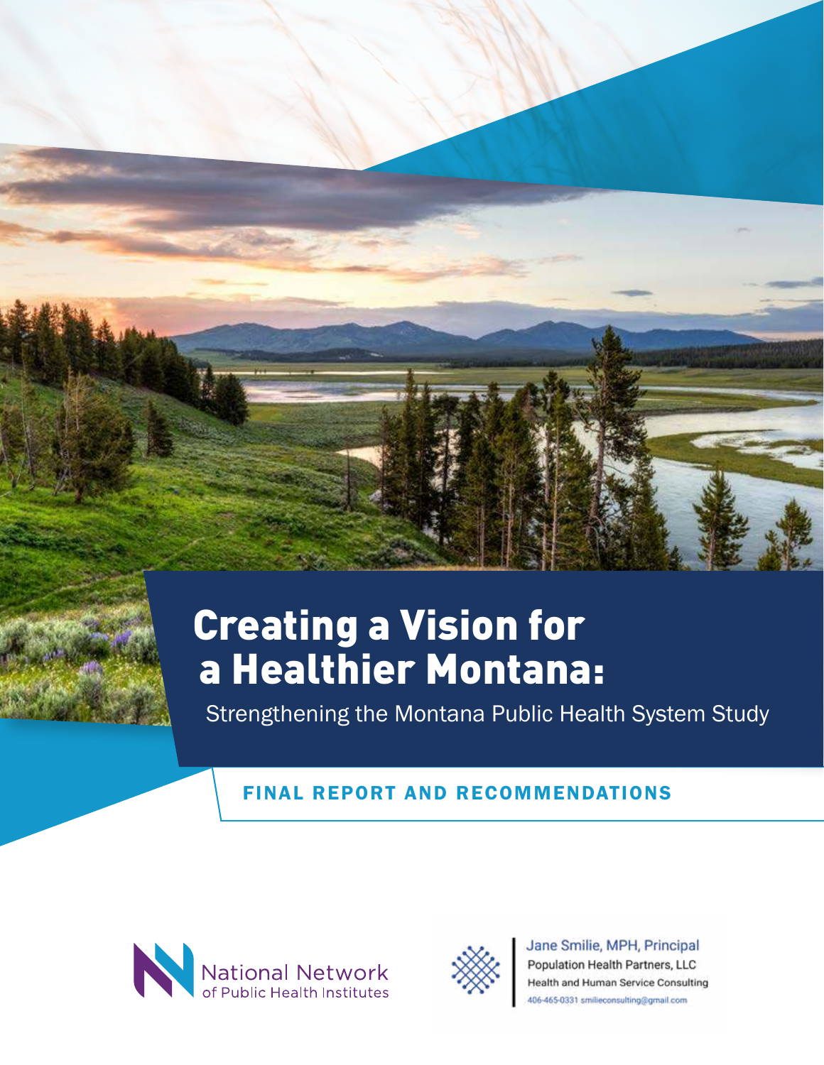# Creating a Vision for a Healthier Montana:

Strengthening the Montana Public Health System Study

FINAL REPORT AND RECOMMENDATIONS

National Network of Public Health Institutes

Jane Smilie, MPH, Principal
Population Health Partners, LLC
Health and Human Service Consulting
406-465-0331 smilieconsulting@gmail.com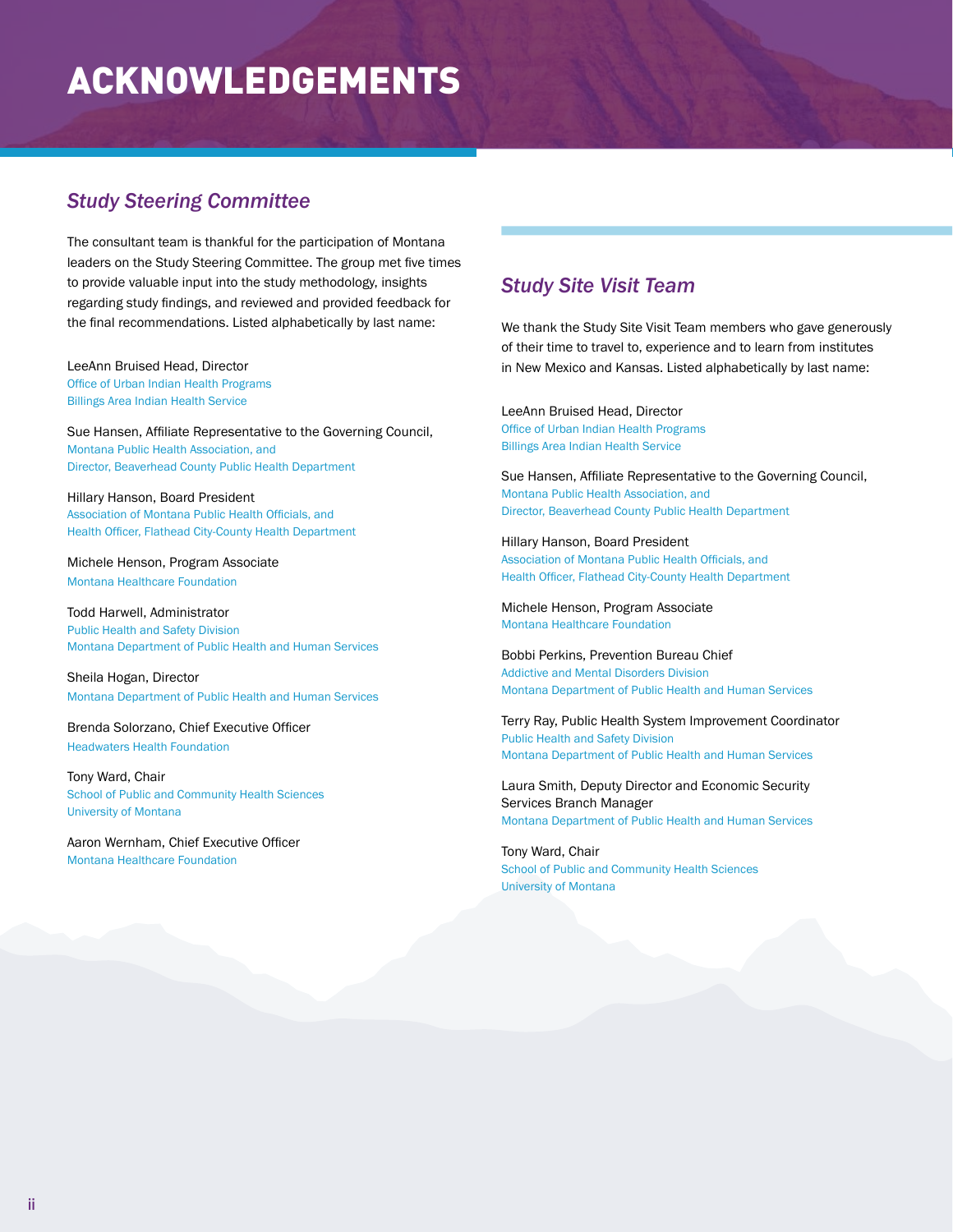# ACKNOWLEDGEMENTS

## *Study Steering Committee*

The consultant team is thankful for the participation of Montana leaders on the Study Steering Committee. The group met five times to provide valuable input into the study methodology, insights regarding study findings, and reviewed and provided feedback for the final recommendations. Listed alphabetically by last name:

LeeAnn Bruised Head, Director
Office of Urban Indian Health Programs
Billings Area Indian Health Service

Sue Hansen, Affiliate Representative to the Governing Council,
Montana Public Health Association, and
Director, Beaverhead County Public Health Department

Hillary Hanson, Board President
Association of Montana Public Health Officials, and
Health Officer, Flathead City-County Health Department

Michele Henson, Program Associate
Montana Healthcare Foundation

Todd Harwell, Administrator
Public Health and Safety Division
Montana Department of Public Health and Human Services

Sheila Hogan, Director
Montana Department of Public Health and Human Services

Brenda Solorzano, Chief Executive Officer
Headwaters Health Foundation

Tony Ward, Chair
School of Public and Community Health Sciences
University of Montana

Aaron Wernham, Chief Executive Officer
Montana Healthcare Foundation

## *Study Site Visit Team*

We thank the Study Site Visit Team members who gave generously of their time to travel to, experience and to learn from institutes in New Mexico and Kansas. Listed alphabetically by last name:

LeeAnn Bruised Head, Director
Office of Urban Indian Health Programs
Billings Area Indian Health Service

Sue Hansen, Affiliate Representative to the Governing Council,
Montana Public Health Association, and
Director, Beaverhead County Public Health Department

Hillary Hanson, Board President
Association of Montana Public Health Officials, and
Health Officer, Flathead City-County Health Department

Michele Henson, Program Associate
Montana Healthcare Foundation

Bobbi Perkins, Prevention Bureau Chief
Addictive and Mental Disorders Division
Montana Department of Public Health and Human Services

Terry Ray, Public Health System Improvement Coordinator
Public Health and Safety Division
Montana Department of Public Health and Human Services

Laura Smith, Deputy Director and Economic Security Services Branch Manager
Montana Department of Public Health and Human Services

Tony Ward, Chair
School of Public and Community Health Sciences
University of Montana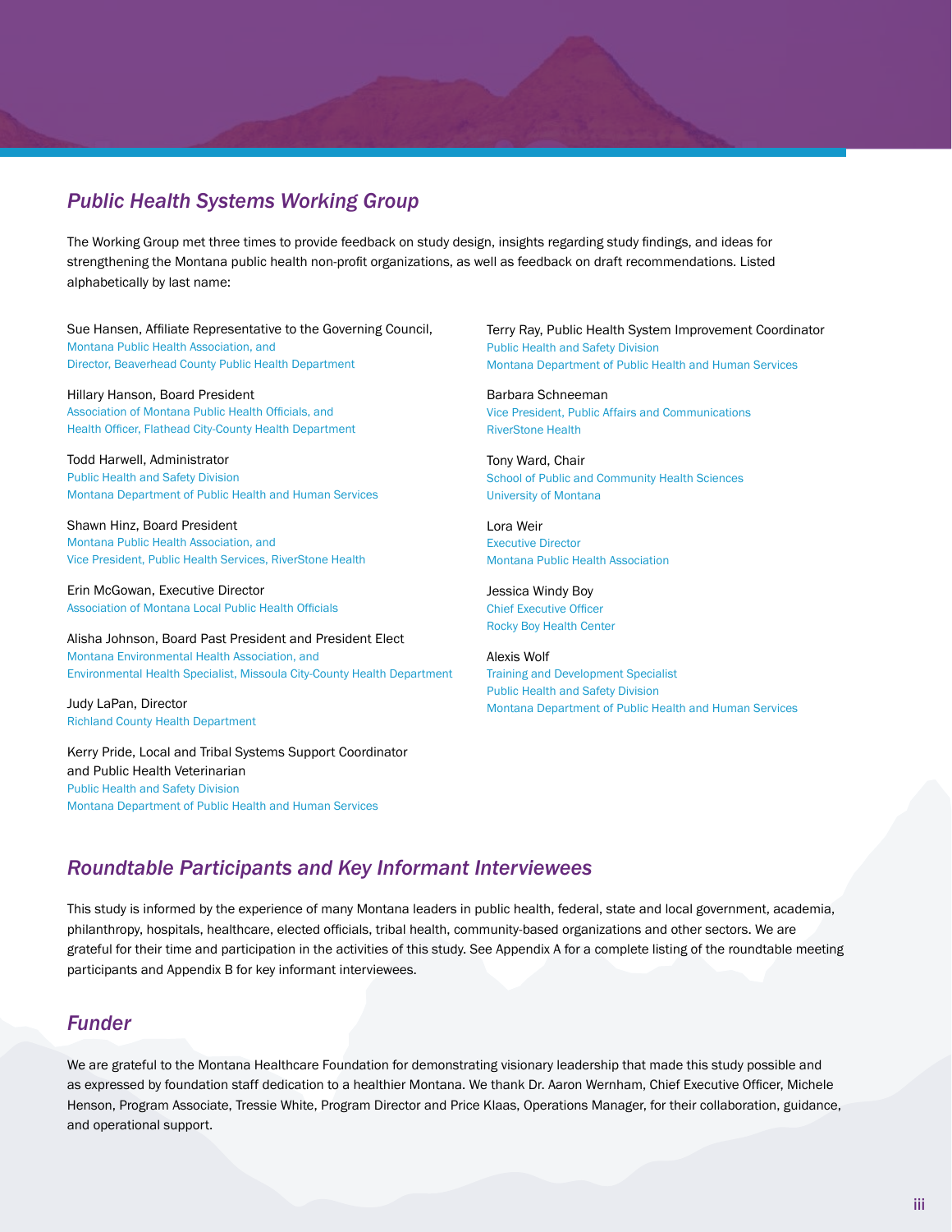## *Public Health Systems Working Group*

The Working Group met three times to provide feedback on study design, insights regarding study findings, and ideas for strengthening the Montana public health non-profit organizations, as well as feedback on draft recommendations. Listed alphabetically by last name:

Sue Hansen, Affiliate Representative to the Governing Council,
Montana Public Health Association, and
Director, Beaverhead County Public Health Department

Hillary Hanson, Board President
Association of Montana Public Health Officials, and
Health Officer, Flathead City-County Health Department

Todd Harwell, Administrator
Public Health and Safety Division
Montana Department of Public Health and Human Services

Shawn Hinz, Board President
Montana Public Health Association, and
Vice President, Public Health Services, RiverStone Health

Erin McGowan, Executive Director
Association of Montana Local Public Health Officials

Alisha Johnson, Board Past President and President Elect
Montana Environmental Health Association, and
Environmental Health Specialist, Missoula City-County Health Department

Judy LaPan, Director
Richland County Health Department

Kerry Pride, Local and Tribal Systems Support Coordinator and Public Health Veterinarian
Public Health and Safety Division
Montana Department of Public Health and Human Services

Terry Ray, Public Health System Improvement Coordinator
Public Health and Safety Division
Montana Department of Public Health and Human Services

Barbara Schneeman
Vice President, Public Affairs and Communications
RiverStone Health

Tony Ward, Chair
School of Public and Community Health Sciences
University of Montana

Lora Weir
Executive Director
Montana Public Health Association

Jessica Windy Boy
Chief Executive Officer
Rocky Boy Health Center

Alexis Wolf
Training and Development Specialist
Public Health and Safety Division
Montana Department of Public Health and Human Services

## *Roundtable Participants and Key Informant Interviewees*

This study is informed by the experience of many Montana leaders in public health, federal, state and local government, academia, philanthropy, hospitals, healthcare, elected officials, tribal health, community-based organizations and other sectors. We are grateful for their time and participation in the activities of this study. See Appendix A for a complete listing of the roundtable meeting participants and Appendix B for key informant interviewees.

## *Funder*

We are grateful to the Montana Healthcare Foundation for demonstrating visionary leadership that made this study possible and as expressed by foundation staff dedication to a healthier Montana. We thank Dr. Aaron Wernham, Chief Executive Officer, Michele Henson, Program Associate, Tressie White, Program Director and Price Klaas, Operations Manager, for their collaboration, guidance, and operational support.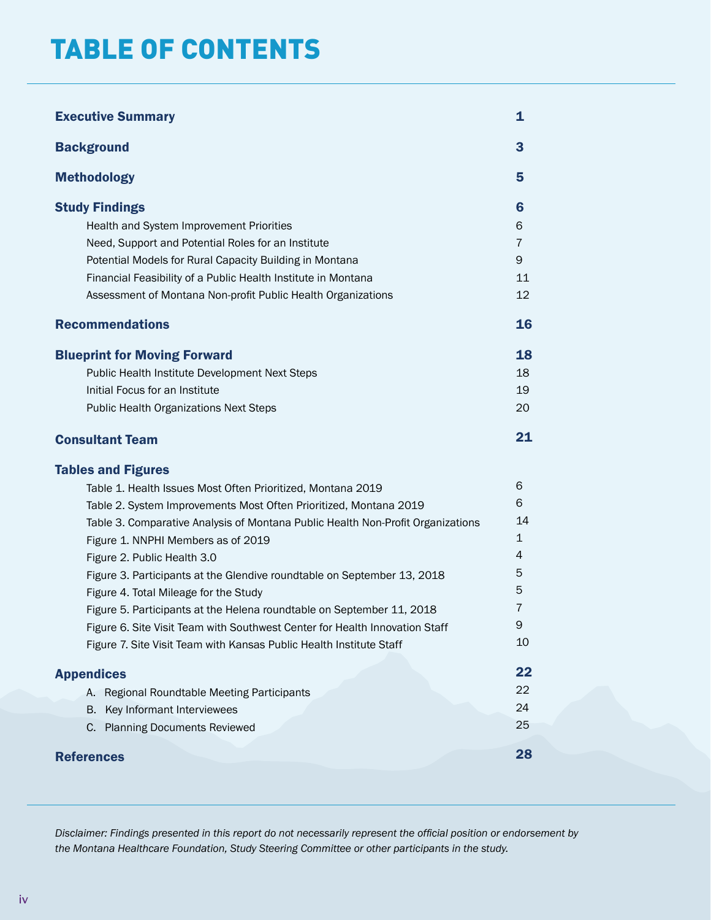# TABLE OF CONTENTS

| | |
|---|---|
| **Executive Summary** | **1** |
| **Background** | **3** |
| **Methodology** | **5** |
| **Study Findings** | **6** |
| Health and System Improvement Priorities | 6 |
| Need, Support and Potential Roles for an Institute | 7 |
| Potential Models for Rural Capacity Building in Montana | 9 |
| Financial Feasibility of a Public Health Institute in Montana | 11 |
| Assessment of Montana Non-profit Public Health Organizations | 12 |
| **Recommendations** | **16** |
| **Blueprint for Moving Forward** | **18** |
| Public Health Institute Development Next Steps | 18 |
| Initial Focus for an Institute | 19 |
| Public Health Organizations Next Steps | 20 |
| **Consultant Team** | **21** |
| **Tables and Figures** | |
| Table 1. Health Issues Most Often Prioritized, Montana 2019 | 6 |
| Table 2. System Improvements Most Often Prioritized, Montana 2019 | 6 |
| Table 3. Comparative Analysis of Montana Public Health Non-Profit Organizations | 14 |
| Figure 1. NNPHI Members as of 2019 | 1 |
| Figure 2. Public Health 3.0 | 4 |
| Figure 3. Participants at the Glendive roundtable on September 13, 2018 | 5 |
| Figure 4. Total Mileage for the Study | 5 |
| Figure 5. Participants at the Helena roundtable on September 11, 2018 | 7 |
| Figure 6. Site Visit Team with Southwest Center for Health Innovation Staff | 9 |
| Figure 7. Site Visit Team with Kansas Public Health Institute Staff | 10 |
| **Appendices** | **22** |
| A. Regional Roundtable Meeting Participants | 22 |
| B. Key Informant Interviewees | 24 |
| C. Planning Documents Reviewed | 25 |
| **References** | **28** |

*Disclaimer: Findings presented in this report do not necessarily represent the official position or endorsement by the Montana Healthcare Foundation, Study Steering Committee or other participants in the study.*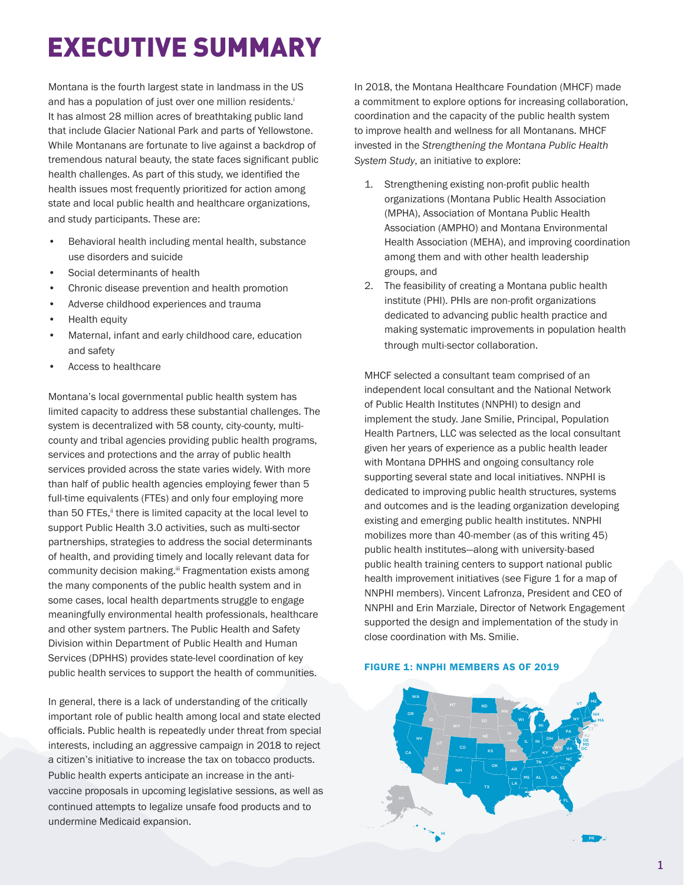# EXECUTIVE SUMMARY

Montana is the fourth largest state in landmass in the US and has a population of just over one million residents.[i] It has almost 28 million acres of breathtaking public land that include Glacier National Park and parts of Yellowstone. While Montanans are fortunate to live against a backdrop of tremendous natural beauty, the state faces significant public health challenges. As part of this study, we identified the health issues most frequently prioritized for action among state and local public health and healthcare organizations, and study participants. These are:

- Behavioral health including mental health, substance use disorders and suicide
- Social determinants of health
- Chronic disease prevention and health promotion
- Adverse childhood experiences and trauma
- Health equity
- Maternal, infant and early childhood care, education and safety
- Access to healthcare

Montana's local governmental public health system has limited capacity to address these substantial challenges. The system is decentralized with 58 county, city-county, multi-county and tribal agencies providing public health programs, services and protections and the array of public health services provided across the state varies widely. With more than half of public health agencies employing fewer than 5 full-time equivalents (FTEs) and only four employing more than 50 FTEs,[ii] there is limited capacity at the local level to support Public Health 3.0 activities, such as multi-sector partnerships, strategies to address the social determinants of health, and providing timely and locally relevant data for community decision making.[iii] Fragmentation exists among the many components of the public health system and in some cases, local health departments struggle to engage meaningfully environmental health professionals, healthcare and other system partners. The Public Health and Safety Division within Department of Public Health and Human Services (DPHHS) provides state-level coordination of key public health services to support the health of communities.

In general, there is a lack of understanding of the critically important role of public health among local and state elected officials. Public health is repeatedly under threat from special interests, including an aggressive campaign in 2018 to reject a citizen's initiative to increase the tax on tobacco products. Public health experts anticipate an increase in the anti-vaccine proposals in upcoming legislative sessions, as well as continued attempts to legalize unsafe food products and to undermine Medicaid expansion.

In 2018, the Montana Healthcare Foundation (MHCF) made a commitment to explore options for increasing collaboration, coordination and the capacity of the public health system to improve health and wellness for all Montanans. MHCF invested in the *Strengthening the Montana Public Health System Study*, an initiative to explore:

1. Strengthening existing non-profit public health organizations (Montana Public Health Association (MPHA), Association of Montana Public Health Association (AMPHO) and Montana Environmental Health Association (MEHA), and improving coordination among them and with other health leadership groups, and
2. The feasibility of creating a Montana public health institute (PHI). PHIs are non-profit organizations dedicated to advancing public health practice and making systematic improvements in population health through multi-sector collaboration.

MHCF selected a consultant team comprised of an independent local consultant and the National Network of Public Health Institutes (NNPHI) to design and implement the study. Jane Smilie, Principal, Population Health Partners, LLC was selected as the local consultant given her years of experience as a public health leader with Montana DPHHS and ongoing consultancy role supporting several state and local initiatives. NNPHI is dedicated to improving public health structures, systems and outcomes and is the leading organization developing existing and emerging public health institutes. NNPHI mobilizes more than 40-member (as of this writing 45) public health institutes—along with university-based public health training centers to support national public health improvement initiatives (see Figure 1 for a map of NNPHI members). Vincent Lafronza, President and CEO of NNPHI and Erin Marziale, Director of Network Engagement supported the design and implementation of the study in close coordination with Ms. Smilie.

**FIGURE 1: NNPHI MEMBERS AS OF 2019**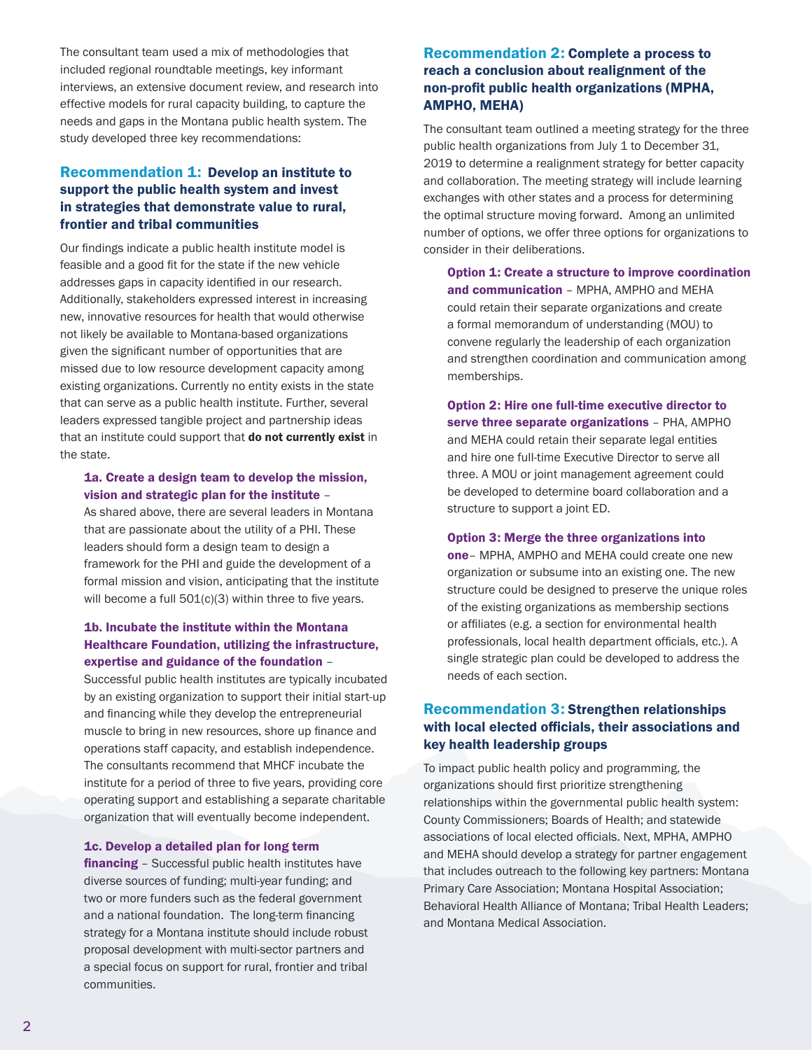The consultant team used a mix of methodologies that included regional roundtable meetings, key informant interviews, an extensive document review, and research into effective models for rural capacity building, to capture the needs and gaps in the Montana public health system. The study developed three key recommendations:

## Recommendation 1: Develop an institute to support the public health system and invest in strategies that demonstrate value to rural, frontier and tribal communities

Our findings indicate a public health institute model is feasible and a good fit for the state if the new vehicle addresses gaps in capacity identified in our research. Additionally, stakeholders expressed interest in increasing new, innovative resources for health that would otherwise not likely be available to Montana-based organizations given the significant number of opportunities that are missed due to low resource development capacity among existing organizations. Currently no entity exists in the state that can serve as a public health institute. Further, several leaders expressed tangible project and partnership ideas that an institute could support that **do not currently exist** in the state.

**1a. Create a design team to develop the mission, vision and strategic plan for the institute** – As shared above, there are several leaders in Montana that are passionate about the utility of a PHI. These leaders should form a design team to design a framework for the PHI and guide the development of a formal mission and vision, anticipating that the institute will become a full 501(c)(3) within three to five years.

**1b. Incubate the institute within the Montana Healthcare Foundation, utilizing the infrastructure, expertise and guidance of the foundation** – Successful public health institutes are typically incubated by an existing organization to support their initial start-up and financing while they develop the entrepreneurial muscle to bring in new resources, shore up finance and operations staff capacity, and establish independence. The consultants recommend that MHCF incubate the institute for a period of three to five years, providing core operating support and establishing a separate charitable organization that will eventually become independent.

**1c. Develop a detailed plan for long term financing** – Successful public health institutes have diverse sources of funding; multi-year funding; and two or more funders such as the federal government and a national foundation. The long-term financing strategy for a Montana institute should include robust proposal development with multi-sector partners and a special focus on support for rural, frontier and tribal communities.

## Recommendation 2: Complete a process to reach a conclusion about realignment of the non-profit public health organizations (MPHA, AMPHO, MEHA)

The consultant team outlined a meeting strategy for the three public health organizations from July 1 to December 31, 2019 to determine a realignment strategy for better capacity and collaboration. The meeting strategy will include learning exchanges with other states and a process for determining the optimal structure moving forward. Among an unlimited number of options, we offer three options for organizations to consider in their deliberations.

**Option 1: Create a structure to improve coordination and communication** – MPHA, AMPHO and MEHA could retain their separate organizations and create a formal memorandum of understanding (MOU) to convene regularly the leadership of each organization and strengthen coordination and communication among memberships.

**Option 2: Hire one full-time executive director to serve three separate organizations** – PHA, AMPHO and MEHA could retain their separate legal entities and hire one full-time Executive Director to serve all three. A MOU or joint management agreement could be developed to determine board collaboration and a structure to support a joint ED.

**Option 3: Merge the three organizations into one**– MPHA, AMPHO and MEHA could create one new organization or subsume into an existing one. The new structure could be designed to preserve the unique roles of the existing organizations as membership sections or affiliates (e.g. a section for environmental health professionals, local health department officials, etc.). A single strategic plan could be developed to address the needs of each section.

## Recommendation 3: Strengthen relationships with local elected officials, their associations and key health leadership groups

To impact public health policy and programming, the organizations should first prioritize strengthening relationships within the governmental public health system: County Commissioners; Boards of Health; and statewide associations of local elected officials. Next, MPHA, AMPHO and MEHA should develop a strategy for partner engagement that includes outreach to the following key partners: Montana Primary Care Association; Montana Hospital Association; Behavioral Health Alliance of Montana; Tribal Health Leaders; and Montana Medical Association.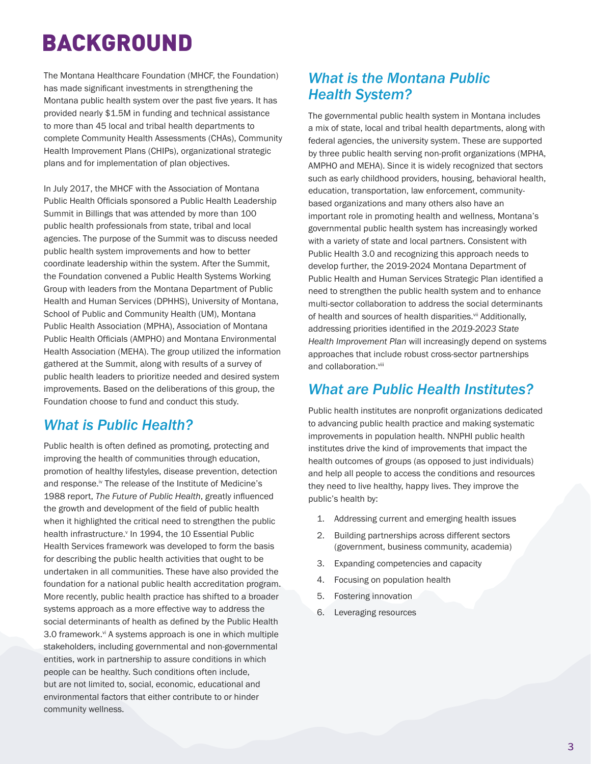# BACKGROUND

The Montana Healthcare Foundation (MHCF, the Foundation) has made significant investments in strengthening the Montana public health system over the past five years. It has provided nearly $1.5M in funding and technical assistance to more than 45 local and tribal health departments to complete Community Health Assessments (CHAs), Community Health Improvement Plans (CHIPs), organizational strategic plans and for implementation of plan objectives.

In July 2017, the MHCF with the Association of Montana Public Health Officials sponsored a Public Health Leadership Summit in Billings that was attended by more than 100 public health professionals from state, tribal and local agencies. The purpose of the Summit was to discuss needed public health system improvements and how to better coordinate leadership within the system. After the Summit, the Foundation convened a Public Health Systems Working Group with leaders from the Montana Department of Public Health and Human Services (DPHHS), University of Montana, School of Public and Community Health (UM), Montana Public Health Association (MPHA), Association of Montana Public Health Officials (AMPHO) and Montana Environmental Health Association (MEHA). The group utilized the information gathered at the Summit, along with results of a survey of public health leaders to prioritize needed and desired system improvements. Based on the deliberations of this group, the Foundation choose to fund and conduct this study.

## *What is Public Health?*

Public health is often defined as promoting, protecting and improving the health of communities through education, promotion of healthy lifestyles, disease prevention, detection and response.[iv] The release of the Institute of Medicine's 1988 report, *The Future of Public Health*, greatly influenced the growth and development of the field of public health when it highlighted the critical need to strengthen the public health infrastructure.[v] In 1994, the 10 Essential Public Health Services framework was developed to form the basis for describing the public health activities that ought to be undertaken in all communities. These have also provided the foundation for a national public health accreditation program. More recently, public health practice has shifted to a broader systems approach as a more effective way to address the social determinants of health as defined by the Public Health 3.0 framework.[vi] A systems approach is one in which multiple stakeholders, including governmental and non-governmental entities, work in partnership to assure conditions in which people can be healthy. Such conditions often include, but are not limited to, social, economic, educational and environmental factors that either contribute to or hinder community wellness.

## *What is the Montana Public Health System?*

The governmental public health system in Montana includes a mix of state, local and tribal health departments, along with federal agencies, the university system. These are supported by three public health serving non-profit organizations (MPHA, AMPHO and MEHA). Since it is widely recognized that sectors such as early childhood providers, housing, behavioral health, education, transportation, law enforcement, community-based organizations and many others also have an important role in promoting health and wellness, Montana's governmental public health system has increasingly worked with a variety of state and local partners. Consistent with Public Health 3.0 and recognizing this approach needs to develop further, the 2019-2024 Montana Department of Public Health and Human Services Strategic Plan identified a need to strengthen the public health system and to enhance multi-sector collaboration to address the social determinants of health and sources of health disparities.[vii] Additionally, addressing priorities identified in the *2019-2023 State Health Improvement Plan* will increasingly depend on systems approaches that include robust cross-sector partnerships and collaboration.[viii]

## *What are Public Health Institutes?*

Public health institutes are nonprofit organizations dedicated to advancing public health practice and making systematic improvements in population health. NNPHI public health institutes drive the kind of improvements that impact the health outcomes of groups (as opposed to just individuals) and help all people to access the conditions and resources they need to live healthy, happy lives. They improve the public's health by:

1. Addressing current and emerging health issues
2. Building partnerships across different sectors (government, business community, academia)
3. Expanding competencies and capacity
4. Focusing on population health
5. Fostering innovation
6. Leveraging resources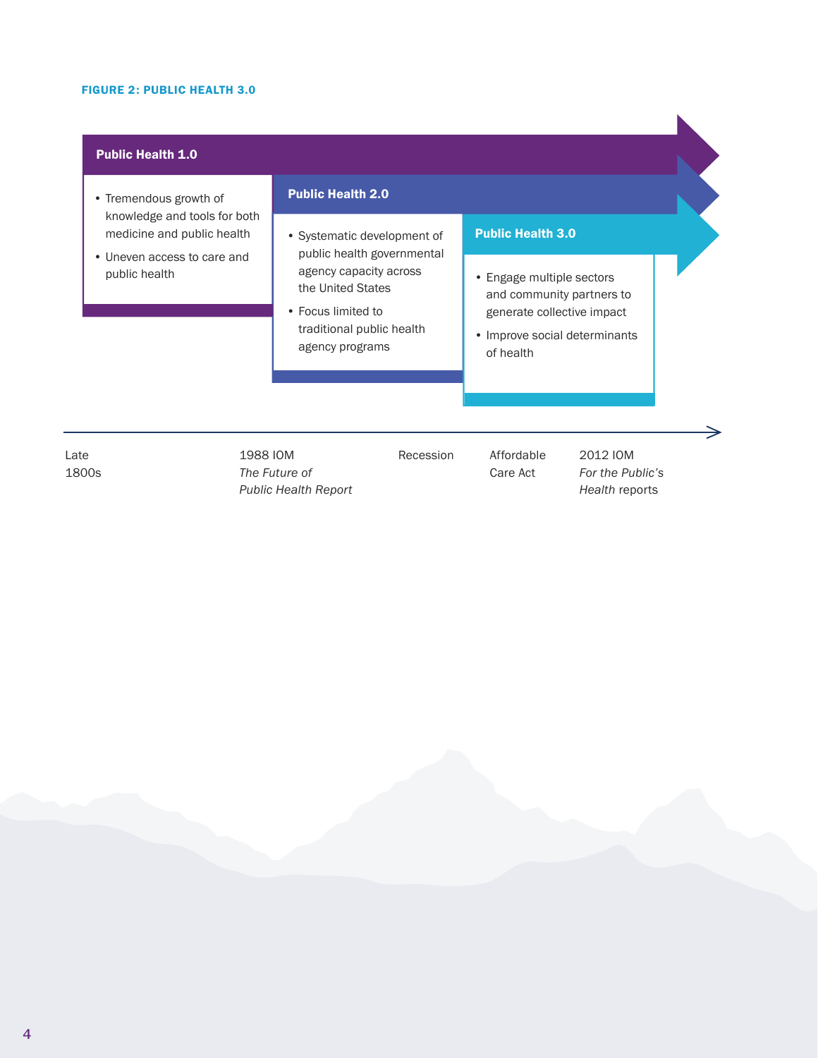**FIGURE 2: PUBLIC HEALTH 3.0**

**Public Health 1.0**

- Tremendous growth of knowledge and tools for both medicine and public health
- Uneven access to care and public health

**Public Health 2.0**

- Systematic development of public health governmental agency capacity across the United States
- Focus limited to traditional public health agency programs

**Public Health 3.0**

- Engage multiple sectors and community partners to generate collective impact
- Improve social determinants of health

Timeline: Late 1800s → 1988 IOM *The Future of Public Health Report* → Recession → Affordable Care Act → 2012 IOM *For the Public's Health* reports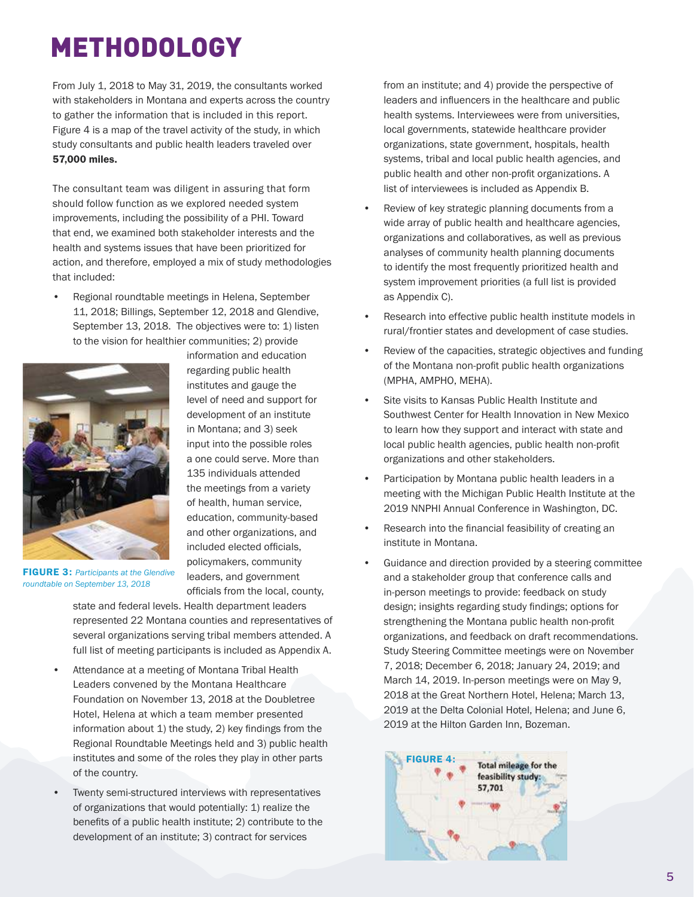# METHODOLOGY

From July 1, 2018 to May 31, 2019, the consultants worked with stakeholders in Montana and experts across the country to gather the information that is included in this report. Figure 4 is a map of the travel activity of the study, in which study consultants and public health leaders traveled over **57,000 miles.**

The consultant team was diligent in assuring that form should follow function as we explored needed system improvements, including the possibility of a PHI. Toward that end, we examined both stakeholder interests and the health and systems issues that have been prioritized for action, and therefore, employed a mix of study methodologies that included:

- Regional roundtable meetings in Helena, September 11, 2018; Billings, September 12, 2018 and Glendive, September 13, 2018. The objectives were to: 1) listen to the vision for healthier communities; 2) provide information and education regarding public health institutes and gauge the level of need and support for development of an institute in Montana; and 3) seek input into the possible roles a one could serve. More than 135 individuals attended the meetings from a variety of health, human service, education, community-based and other organizations, and included elected officials, policymakers, community leaders, and government officials from the local, county, state and federal levels. Health department leaders represented 22 Montana counties and representatives of several organizations serving tribal members attended. A full list of meeting participants is included as Appendix A.

**FIGURE 3:** *Participants at the Glendive roundtable on September 13, 2018*

- Attendance at a meeting of Montana Tribal Health Leaders convened by the Montana Healthcare Foundation on November 13, 2018 at the Doubletree Hotel, Helena at which a team member presented information about 1) the study, 2) key findings from the Regional Roundtable Meetings held and 3) public health institutes and some of the roles they play in other parts of the country.
- Twenty semi-structured interviews with representatives of organizations that would potentially: 1) realize the benefits of a public health institute; 2) contribute to the development of an institute; 3) contract for services from an institute; and 4) provide the perspective of leaders and influencers in the healthcare and public health systems. Interviewees were from universities, local governments, statewide healthcare provider organizations, state government, hospitals, health systems, tribal and local public health agencies, and public health and other non-profit organizations. A list of interviewees is included as Appendix B.
- Review of key strategic planning documents from a wide array of public health and healthcare agencies, organizations and collaboratives, as well as previous analyses of community health planning documents to identify the most frequently prioritized health and system improvement priorities (a full list is provided as Appendix C).
- Research into effective public health institute models in rural/frontier states and development of case studies.
- Review of the capacities, strategic objectives and funding of the Montana non-profit public health organizations (MPHA, AMPHO, MEHA).
- Site visits to Kansas Public Health Institute and Southwest Center for Health Innovation in New Mexico to learn how they support and interact with state and local public health agencies, public health non-profit organizations and other stakeholders.
- Participation by Montana public health leaders in a meeting with the Michigan Public Health Institute at the 2019 NNPHI Annual Conference in Washington, DC.
- Research into the financial feasibility of creating an institute in Montana.
- Guidance and direction provided by a steering committee and a stakeholder group that conference calls and in-person meetings to provide: feedback on study design; insights regarding study findings; options for strengthening the Montana public health non-profit organizations, and feedback on draft recommendations. Study Steering Committee meetings were on November 7, 2018; December 6, 2018; January 24, 2019; and March 14, 2019. In-person meetings were on May 9, 2018 at the Great Northern Hotel, Helena; March 13, 2019 at the Delta Colonial Hotel, Helena; and June 6, 2019 at the Hilton Garden Inn, Bozeman.

**FIGURE 4:** Total mileage for the feasibility study: 57,701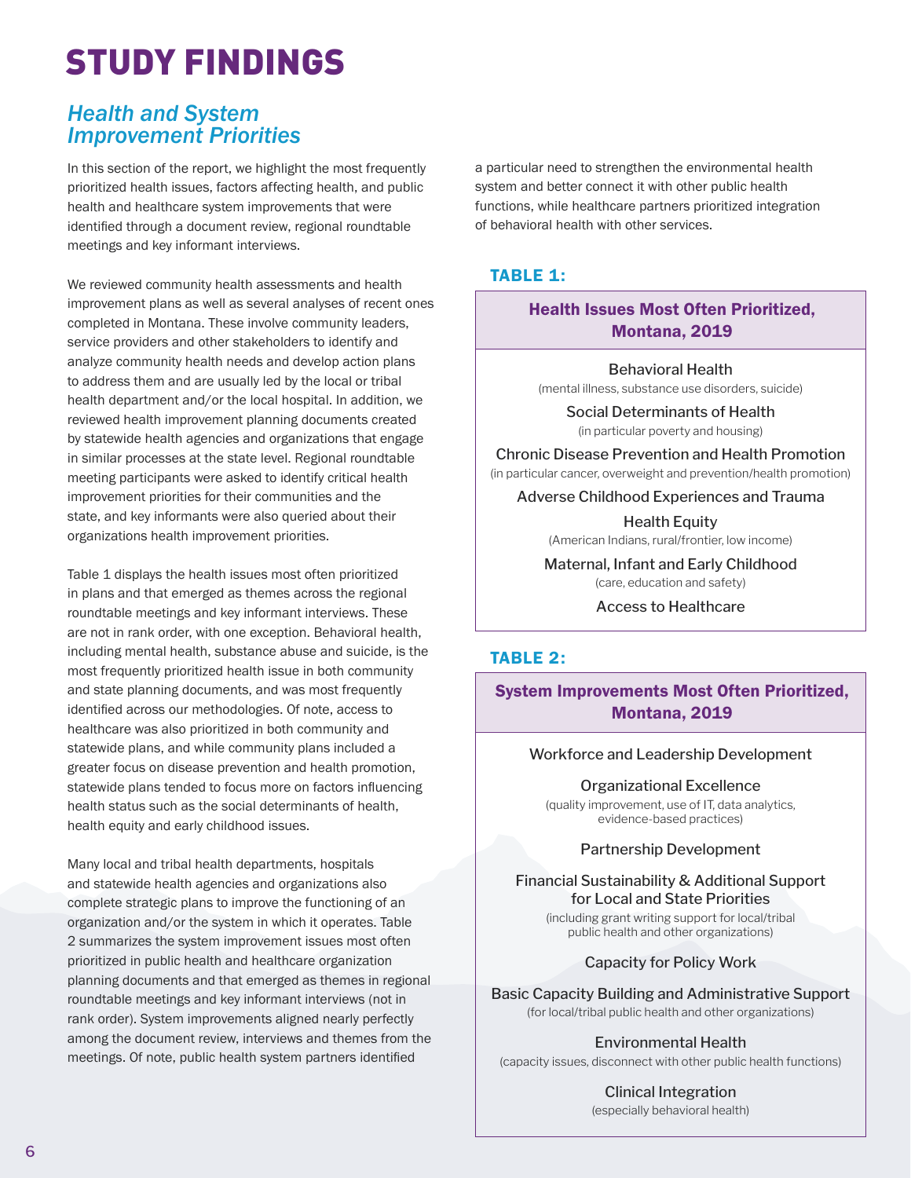# STUDY FINDINGS

## *Health and System Improvement Priorities*

In this section of the report, we highlight the most frequently prioritized health issues, factors affecting health, and public health and healthcare system improvements that were identified through a document review, regional roundtable meetings and key informant interviews.

We reviewed community health assessments and health improvement plans as well as several analyses of recent ones completed in Montana. These involve community leaders, service providers and other stakeholders to identify and analyze community health needs and develop action plans to address them and are usually led by the local or tribal health department and/or the local hospital. In addition, we reviewed health improvement planning documents created by statewide health agencies and organizations that engage in similar processes at the state level. Regional roundtable meeting participants were asked to identify critical health improvement priorities for their communities and the state, and key informants were also queried about their organizations health improvement priorities.

Table 1 displays the health issues most often prioritized in plans and that emerged as themes across the regional roundtable meetings and key informant interviews. These are not in rank order, with one exception. Behavioral health, including mental health, substance abuse and suicide, is the most frequently prioritized health issue in both community and state planning documents, and was most frequently identified across our methodologies. Of note, access to healthcare was also prioritized in both community and statewide plans, and while community plans included a greater focus on disease prevention and health promotion, statewide plans tended to focus more on factors influencing health status such as the social determinants of health, health equity and early childhood issues.

Many local and tribal health departments, hospitals and statewide health agencies and organizations also complete strategic plans to improve the functioning of an organization and/or the system in which it operates. Table 2 summarizes the system improvement issues most often prioritized in public health and healthcare organization planning documents and that emerged as themes in regional roundtable meetings and key informant interviews (not in rank order). System improvements aligned nearly perfectly among the document review, interviews and themes from the meetings. Of note, public health system partners identified a particular need to strengthen the environmental health system and better connect it with other public health functions, while healthcare partners prioritized integration of behavioral health with other services.

### TABLE 1:

| Health Issues Most Often Prioritized, Montana, 2019 |
|---|
| Behavioral Health (mental illness, substance use disorders, suicide) |
| Social Determinants of Health (in particular poverty and housing) |
| Chronic Disease Prevention and Health Promotion (in particular cancer, overweight and prevention/health promotion) |
| Adverse Childhood Experiences and Trauma |
| Health Equity (American Indians, rural/frontier, low income) |
| Maternal, Infant and Early Childhood (care, education and safety) |
| Access to Healthcare |

### TABLE 2:

| System Improvements Most Often Prioritized, Montana, 2019 |
|---|
| Workforce and Leadership Development |
| Organizational Excellence (quality improvement, use of IT, data analytics, evidence-based practices) |
| Partnership Development |
| Financial Sustainability & Additional Support for Local and State Priorities (including grant writing support for local/tribal public health and other organizations) |
| Capacity for Policy Work |
| Basic Capacity Building and Administrative Support (for local/tribal public health and other organizations) |
| Environmental Health (capacity issues, disconnect with other public health functions) |
| Clinical Integration (especially behavioral health) |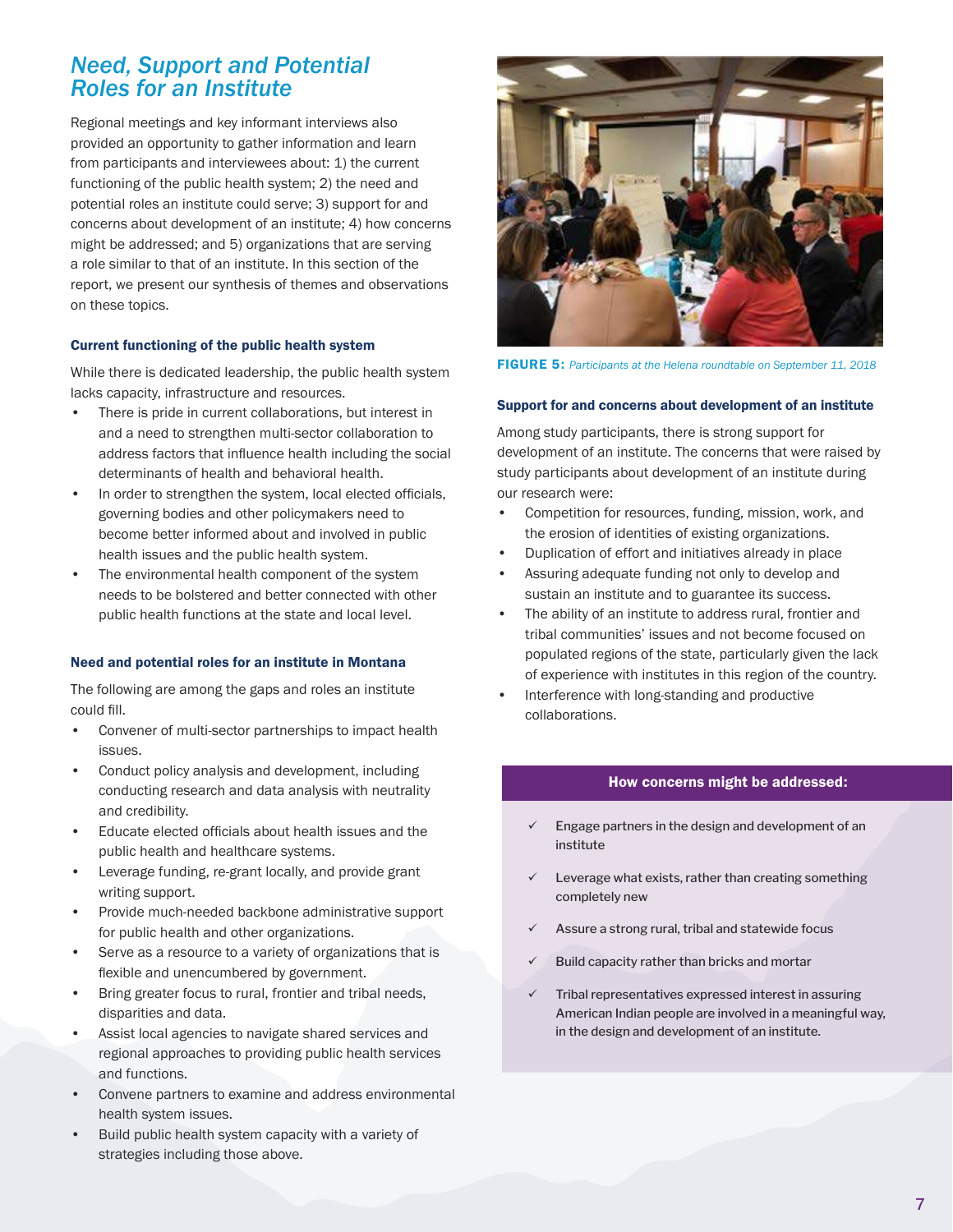## *Need, Support and Potential Roles for an Institute*

Regional meetings and key informant interviews also provided an opportunity to gather information and learn from participants and interviewees about: 1) the current functioning of the public health system; 2) the need and potential roles an institute could serve; 3) support for and concerns about development of an institute; 4) how concerns might be addressed; and 5) organizations that are serving a role similar to that of an institute. In this section of the report, we present our synthesis of themes and observations on these topics.

### Current functioning of the public health system

While there is dedicated leadership, the public health system lacks capacity, infrastructure and resources.

- There is pride in current collaborations, but interest in and a need to strengthen multi-sector collaboration to address factors that influence health including the social determinants of health and behavioral health.
- In order to strengthen the system, local elected officials, governing bodies and other policymakers need to become better informed about and involved in public health issues and the public health system.
- The environmental health component of the system needs to be bolstered and better connected with other public health functions at the state and local level.

### Need and potential roles for an institute in Montana

The following are among the gaps and roles an institute could fill.

- Convener of multi-sector partnerships to impact health issues.
- Conduct policy analysis and development, including conducting research and data analysis with neutrality and credibility.
- Educate elected officials about health issues and the public health and healthcare systems.
- Leverage funding, re-grant locally, and provide grant writing support.
- Provide much-needed backbone administrative support for public health and other organizations.
- Serve as a resource to a variety of organizations that is flexible and unencumbered by government.
- Bring greater focus to rural, frontier and tribal needs, disparities and data.
- Assist local agencies to navigate shared services and regional approaches to providing public health services and functions.
- Convene partners to examine and address environmental health system issues.
- Build public health system capacity with a variety of strategies including those above.

**FIGURE 5:** *Participants at the Helena roundtable on September 11, 2018*

### Support for and concerns about development of an institute

Among study participants, there is strong support for development of an institute. The concerns that were raised by study participants about development of an institute during our research were:

- Competition for resources, funding, mission, work, and the erosion of identities of existing organizations.
- Duplication of effort and initiatives already in place
- Assuring adequate funding not only to develop and sustain an institute and to guarantee its success.
- The ability of an institute to address rural, frontier and tribal communities' issues and not become focused on populated regions of the state, particularly given the lack of experience with institutes in this region of the country.
- Interference with long-standing and productive collaborations.

### How concerns might be addressed:

- ✓ Engage partners in the design and development of an institute
- ✓ Leverage what exists, rather than creating something completely new
- ✓ Assure a strong rural, tribal and statewide focus
- ✓ Build capacity rather than bricks and mortar
- ✓ Tribal representatives expressed interest in assuring American Indian people are involved in a meaningful way, in the design and development of an institute.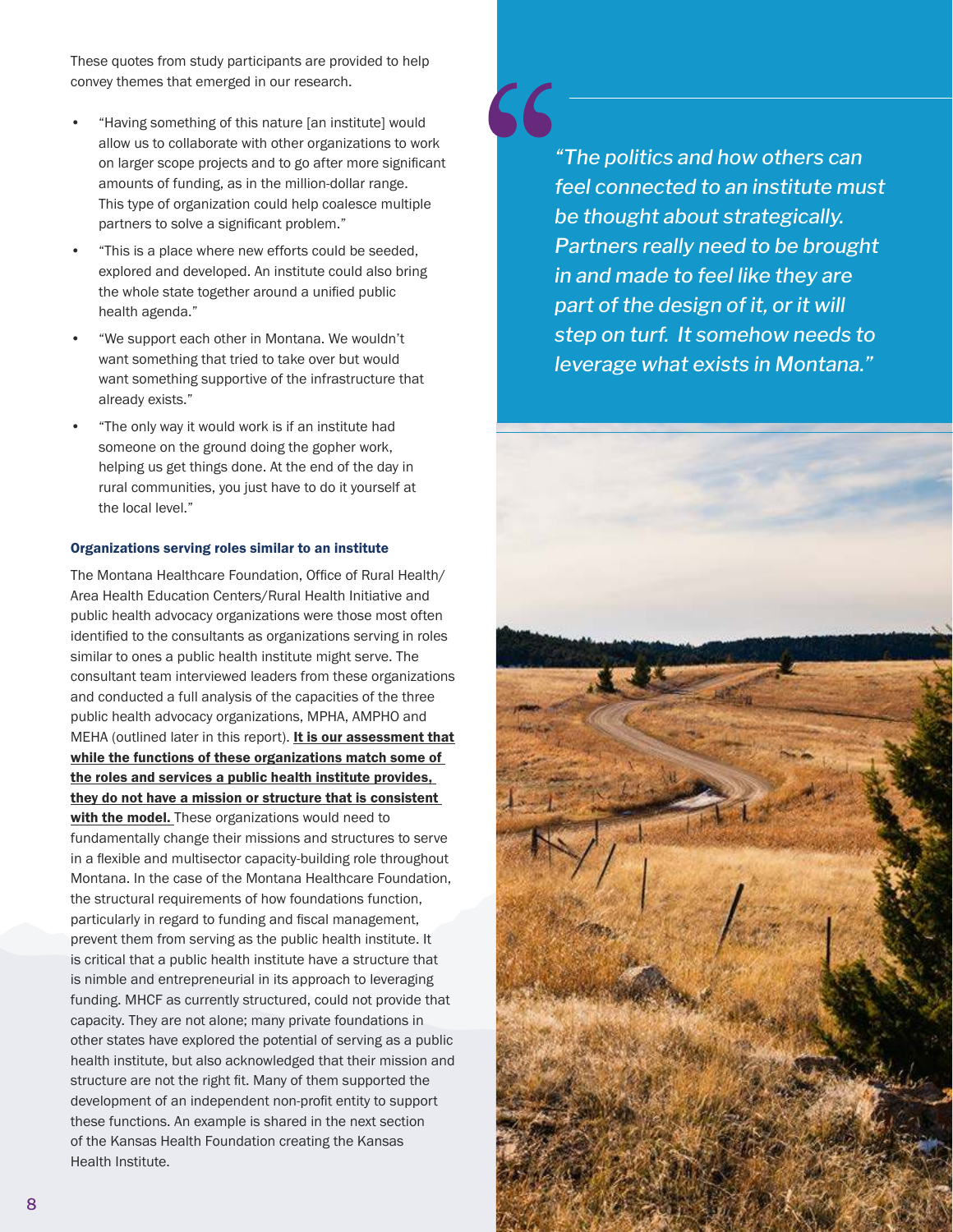These quotes from study participants are provided to help convey themes that emerged in our research.

- "Having something of this nature [an institute] would allow us to collaborate with other organizations to work on larger scope projects and to go after more significant amounts of funding, as in the million-dollar range. This type of organization could help coalesce multiple partners to solve a significant problem."
- "This is a place where new efforts could be seeded, explored and developed. An institute could also bring the whole state together around a unified public health agenda."
- "We support each other in Montana. We wouldn't want something that tried to take over but would want something supportive of the infrastructure that already exists."
- "The only way it would work is if an institute had someone on the ground doing the gopher work, helping us get things done. At the end of the day in rural communities, you just have to do it yourself at the local level."

#### Organizations serving roles similar to an institute

The Montana Healthcare Foundation, Office of Rural Health/ Area Health Education Centers/Rural Health Initiative and public health advocacy organizations were those most often identified to the consultants as organizations serving in roles similar to ones a public health institute might serve. The consultant team interviewed leaders from these organizations and conducted a full analysis of the capacities of the three public health advocacy organizations, MPHA, AMPHO and MEHA (outlined later in this report). **It is our assessment that while the functions of these organizations match some of the roles and services a public health institute provides, they do not have a mission or structure that is consistent with the model.** These organizations would need to fundamentally change their missions and structures to serve in a flexible and multisector capacity-building role throughout Montana. In the case of the Montana Healthcare Foundation, the structural requirements of how foundations function, particularly in regard to funding and fiscal management, prevent them from serving as the public health institute. It is critical that a public health institute have a structure that is nimble and entrepreneurial in its approach to leveraging funding. MHCF as currently structured, could not provide that capacity. They are not alone; many private foundations in other states have explored the potential of serving as a public health institute, but also acknowledged that their mission and structure are not the right fit. Many of them supported the development of an independent non-profit entity to support these functions. An example is shared in the next section of the Kansas Health Foundation creating the Kansas Health Institute.

> *"The politics and how others can feel connected to an institute must be thought about strategically. Partners really need to be brought in and made to feel like they are part of the design of it, or it will step on turf. It somehow needs to leverage what exists in Montana."*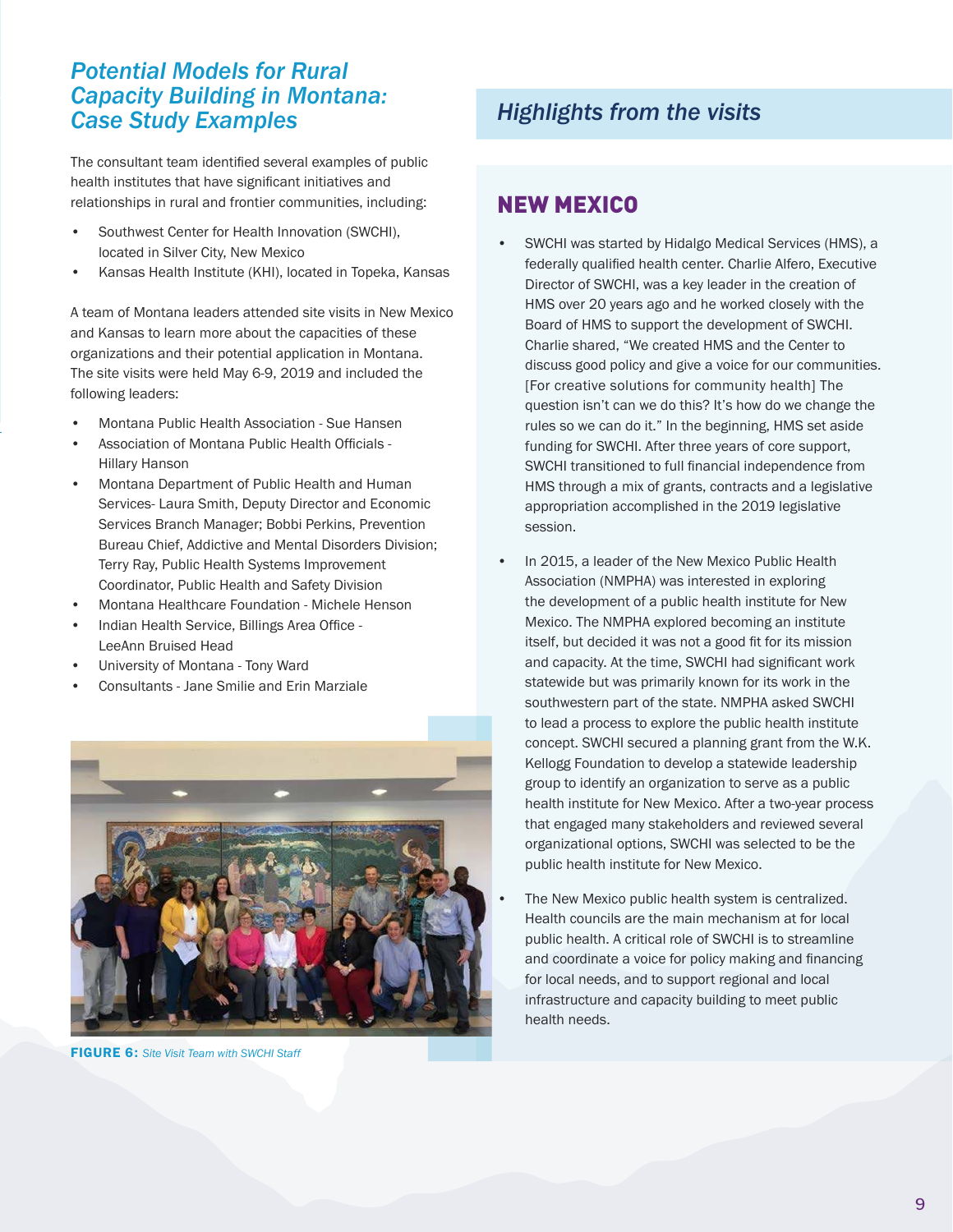## Potential Models for Rural Capacity Building in Montana: Case Study Examples

The consultant team identified several examples of public health institutes that have significant initiatives and relationships in rural and frontier communities, including:

- Southwest Center for Health Innovation (SWCHI), located in Silver City, New Mexico
- Kansas Health Institute (KHI), located in Topeka, Kansas

A team of Montana leaders attended site visits in New Mexico and Kansas to learn more about the capacities of these organizations and their potential application in Montana. The site visits were held May 6-9, 2019 and included the following leaders:

- Montana Public Health Association - Sue Hansen
- Association of Montana Public Health Officials - Hillary Hanson
- Montana Department of Public Health and Human Services- Laura Smith, Deputy Director and Economic Services Branch Manager; Bobbi Perkins, Prevention Bureau Chief, Addictive and Mental Disorders Division; Terry Ray, Public Health Systems Improvement Coordinator, Public Health and Safety Division
- Montana Healthcare Foundation - Michele Henson
- Indian Health Service, Billings Area Office - LeeAnn Bruised Head
- University of Montana - Tony Ward
- Consultants - Jane Smilie and Erin Marziale

**FIGURE 6:** *Site Visit Team with SWCHI Staff*

## *Highlights from the visits*

### NEW MEXICO

- SWCHI was started by Hidalgo Medical Services (HMS), a federally qualified health center. Charlie Alfero, Executive Director of SWCHI, was a key leader in the creation of HMS over 20 years ago and he worked closely with the Board of HMS to support the development of SWCHI. Charlie shared, "We created HMS and the Center to discuss good policy and give a voice for our communities. [For creative solutions for community health] The question isn't can we do this? It's how do we change the rules so we can do it." In the beginning, HMS set aside funding for SWCHI. After three years of core support, SWCHI transitioned to full financial independence from HMS through a mix of grants, contracts and a legislative appropriation accomplished in the 2019 legislative session.
- In 2015, a leader of the New Mexico Public Health Association (NMPHA) was interested in exploring the development of a public health institute for New Mexico. The NMPHA explored becoming an institute itself, but decided it was not a good fit for its mission and capacity. At the time, SWCHI had significant work statewide but was primarily known for its work in the southwestern part of the state. NMPHA asked SWCHI to lead a process to explore the public health institute concept. SWCHI secured a planning grant from the W.K. Kellogg Foundation to develop a statewide leadership group to identify an organization to serve as a public health institute for New Mexico. After a two-year process that engaged many stakeholders and reviewed several organizational options, SWCHI was selected to be the public health institute for New Mexico.
- The New Mexico public health system is centralized. Health councils are the main mechanism at for local public health. A critical role of SWCHI is to streamline and coordinate a voice for policy making and financing for local needs, and to support regional and local infrastructure and capacity building to meet public health needs.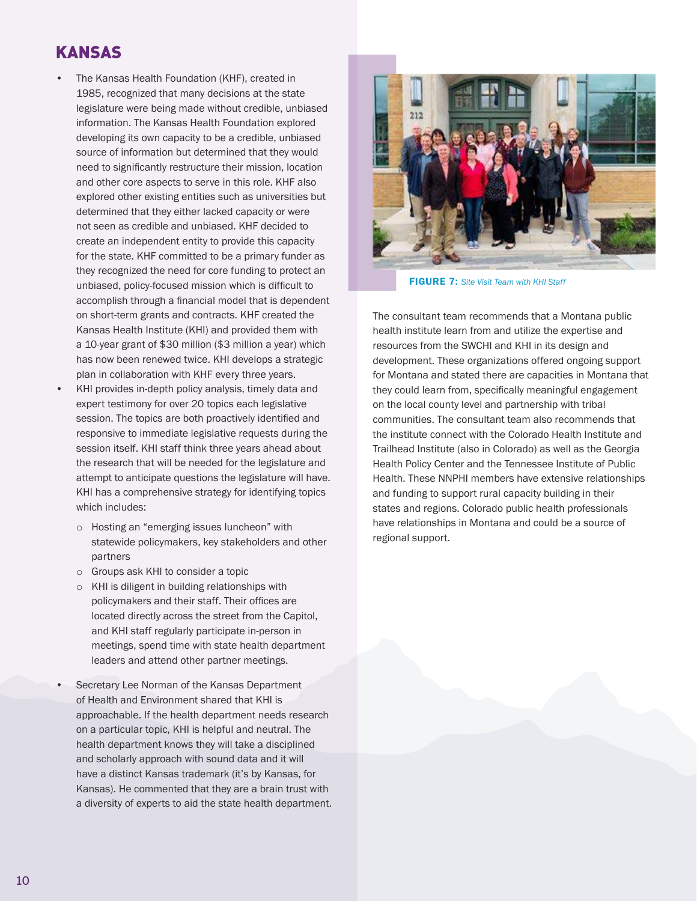## KANSAS

- The Kansas Health Foundation (KHF), created in 1985, recognized that many decisions at the state legislature were being made without credible, unbiased information. The Kansas Health Foundation explored developing its own capacity to be a credible, unbiased source of information but determined that they would need to significantly restructure their mission, location and other core aspects to serve in this role. KHF also explored other existing entities such as universities but determined that they either lacked capacity or were not seen as credible and unbiased. KHF decided to create an independent entity to provide this capacity for the state. KHF committed to be a primary funder as they recognized the need for core funding to protect an unbiased, policy-focused mission which is difficult to accomplish through a financial model that is dependent on short-term grants and contracts. KHF created the Kansas Health Institute (KHI) and provided them with a 10-year grant of $30 million ($3 million a year) which has now been renewed twice. KHI develops a strategic plan in collaboration with KHF every three years.
- KHI provides in-depth policy analysis, timely data and expert testimony for over 20 topics each legislative session. The topics are both proactively identified and responsive to immediate legislative requests during the session itself. KHI staff think three years ahead about the research that will be needed for the legislature and attempt to anticipate questions the legislature will have. KHI has a comprehensive strategy for identifying topics which includes:
    - Hosting an "emerging issues luncheon" with statewide policymakers, key stakeholders and other partners
    - Groups ask KHI to consider a topic
    - KHI is diligent in building relationships with policymakers and their staff. Their offices are located directly across the street from the Capitol, and KHI staff regularly participate in-person in meetings, spend time with state health department leaders and attend other partner meetings.
- Secretary Lee Norman of the Kansas Department of Health and Environment shared that KHI is approachable. If the health department needs research on a particular topic, KHI is helpful and neutral. The health department knows they will take a disciplined and scholarly approach with sound data and it will have a distinct Kansas trademark (it's by Kansas, for Kansas). He commented that they are a brain trust with a diversity of experts to aid the state health department.

**FIGURE 7:** *Site Visit Team with KHI Staff*

The consultant team recommends that a Montana public health institute learn from and utilize the expertise and resources from the SWCHI and KHI in its design and development. These organizations offered ongoing support for Montana and stated there are capacities in Montana that they could learn from, specifically meaningful engagement on the local county level and partnership with tribal communities. The consultant team also recommends that the institute connect with the Colorado Health Institute and Trailhead Institute (also in Colorado) as well as the Georgia Health Policy Center and the Tennessee Institute of Public Health. These NNPHI members have extensive relationships and funding to support rural capacity building in their states and regions. Colorado public health professionals have relationships in Montana and could be a source of regional support.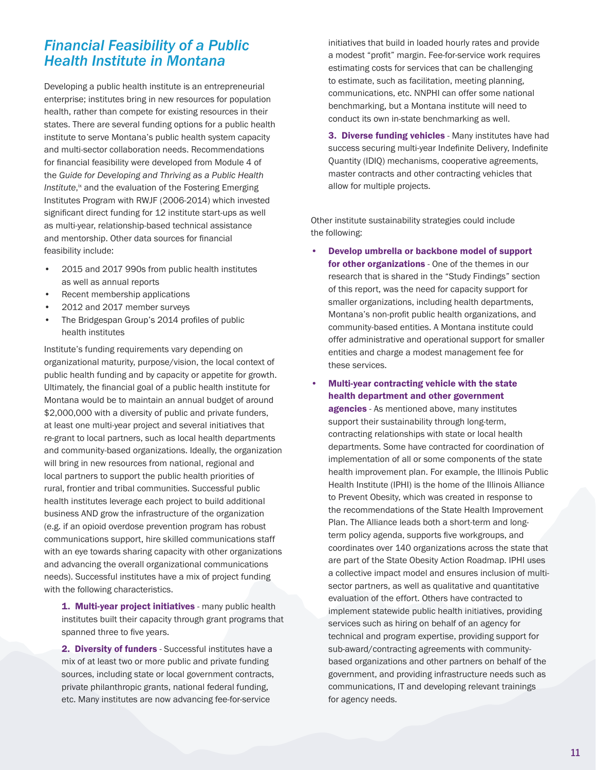## *Financial Feasibility of a Public Health Institute in Montana*

Developing a public health institute is an entrepreneurial enterprise; institutes bring in new resources for population health, rather than compete for existing resources in their states. There are several funding options for a public health institute to serve Montana's public health system capacity and multi-sector collaboration needs. Recommendations for financial feasibility were developed from Module 4 of the *Guide for Developing and Thriving as a Public Health Institute*,[ix] and the evaluation of the Fostering Emerging Institutes Program with RWJF (2006-2014) which invested significant direct funding for 12 institute start-ups as well as multi-year, relationship-based technical assistance and mentorship. Other data sources for financial feasibility include:

- 2015 and 2017 990s from public health institutes as well as annual reports
- Recent membership applications
- 2012 and 2017 member surveys
- The Bridgespan Group's 2014 profiles of public health institutes

Institute's funding requirements vary depending on organizational maturity, purpose/vision, the local context of public health funding and by capacity or appetite for growth. Ultimately, the financial goal of a public health institute for Montana would be to maintain an annual budget of around $2,000,000 with a diversity of public and private funders, at least one multi-year project and several initiatives that re-grant to local partners, such as local health departments and community-based organizations. Ideally, the organization will bring in new resources from national, regional and local partners to support the public health priorities of rural, frontier and tribal communities. Successful public health institutes leverage each project to build additional business AND grow the infrastructure of the organization (e.g. if an opioid overdose prevention program has robust communications support, hire skilled communications staff with an eye towards sharing capacity with other organizations and advancing the overall organizational communications needs). Successful institutes have a mix of project funding with the following characteristics.

1. **Multi-year project initiatives** - many public health institutes built their capacity through grant programs that spanned three to five years.

2. **Diversity of funders** - Successful institutes have a mix of at least two or more public and private funding sources, including state or local government contracts, private philanthropic grants, national federal funding, etc. Many institutes are now advancing fee-for-service initiatives that build in loaded hourly rates and provide a modest "profit" margin. Fee-for-service work requires estimating costs for services that can be challenging to estimate, such as facilitation, meeting planning, communications, etc. NNPHI can offer some national benchmarking, but a Montana institute will need to conduct its own in-state benchmarking as well.

3. **Diverse funding vehicles** - Many institutes have had success securing multi-year Indefinite Delivery, Indefinite Quantity (IDIQ) mechanisms, cooperative agreements, master contracts and other contracting vehicles that allow for multiple projects.

Other institute sustainability strategies could include the following:

- **Develop umbrella or backbone model of support for other organizations** - One of the themes in our research that is shared in the "Study Findings" section of this report, was the need for capacity support for smaller organizations, including health departments, Montana's non-profit public health organizations, and community-based entities. A Montana institute could offer administrative and operational support for smaller entities and charge a modest management fee for these services.

- **Multi-year contracting vehicle with the state health department and other government agencies** - As mentioned above, many institutes support their sustainability through long-term, contracting relationships with state or local health departments. Some have contracted for coordination of implementation of all or some components of the state health improvement plan. For example, the Illinois Public Health Institute (IPHI) is the home of the Illinois Alliance to Prevent Obesity, which was created in response to the recommendations of the State Health Improvement Plan. The Alliance leads both a short-term and long-term policy agenda, supports five workgroups, and coordinates over 140 organizations across the state that are part of the State Obesity Action Roadmap. IPHI uses a collective impact model and ensures inclusion of multi-sector partners, as well as qualitative and quantitative evaluation of the effort. Others have contracted to implement statewide public health initiatives, providing services such as hiring on behalf of an agency for technical and program expertise, providing support for sub-award/contracting agreements with community-based organizations and other partners on behalf of the government, and providing infrastructure needs such as communications, IT and developing relevant trainings for agency needs.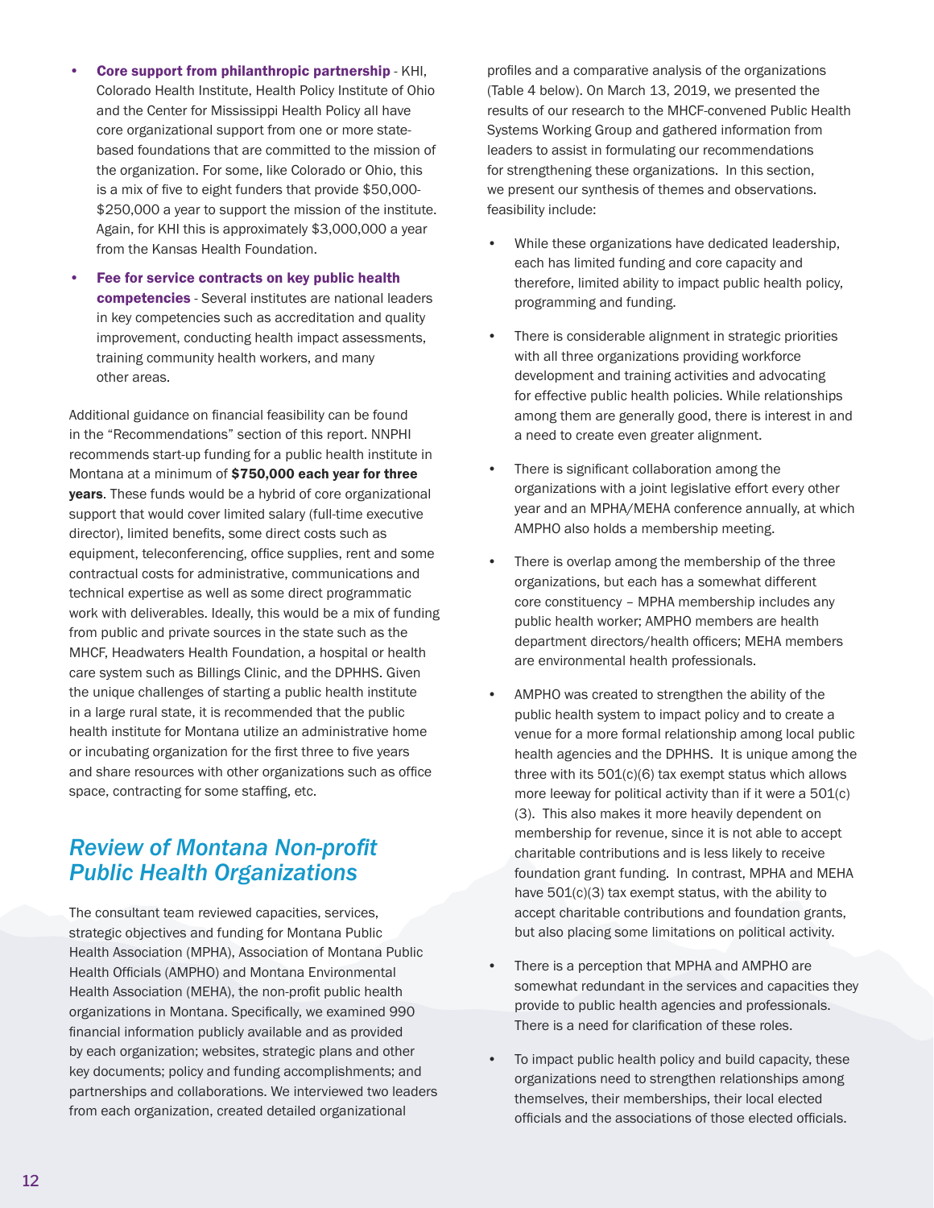- **Core support from philanthropic partnership** - KHI, Colorado Health Institute, Health Policy Institute of Ohio and the Center for Mississippi Health Policy all have core organizational support from one or more state-based foundations that are committed to the mission of the organization. For some, like Colorado or Ohio, this is a mix of five to eight funders that provide $50,000-$250,000 a year to support the mission of the institute. Again, for KHI this is approximately $3,000,000 a year from the Kansas Health Foundation.
- **Fee for service contracts on key public health competencies** - Several institutes are national leaders in key competencies such as accreditation and quality improvement, conducting health impact assessments, training community health workers, and many other areas.

Additional guidance on financial feasibility can be found in the "Recommendations" section of this report. NNPHI recommends start-up funding for a public health institute in Montana at a minimum of **$750,000 each year for three years**. These funds would be a hybrid of core organizational support that would cover limited salary (full-time executive director), limited benefits, some direct costs such as equipment, teleconferencing, office supplies, rent and some contractual costs for administrative, communications and technical expertise as well as some direct programmatic work with deliverables. Ideally, this would be a mix of funding from public and private sources in the state such as the MHCF, Headwaters Health Foundation, a hospital or health care system such as Billings Clinic, and the DPHHS. Given the unique challenges of starting a public health institute in a large rural state, it is recommended that the public health institute for Montana utilize an administrative home or incubating organization for the first three to five years and share resources with other organizations such as office space, contracting for some staffing, etc.

## *Review of Montana Non-profit Public Health Organizations*

The consultant team reviewed capacities, services, strategic objectives and funding for Montana Public Health Association (MPHA), Association of Montana Public Health Officials (AMPHO) and Montana Environmental Health Association (MEHA), the non-profit public health organizations in Montana. Specifically, we examined 990 financial information publicly available and as provided by each organization; websites, strategic plans and other key documents; policy and funding accomplishments; and partnerships and collaborations. We interviewed two leaders from each organization, created detailed organizational profiles and a comparative analysis of the organizations (Table 4 below). On March 13, 2019, we presented the results of our research to the MHCF-convened Public Health Systems Working Group and gathered information from leaders to assist in formulating our recommendations for strengthening these organizations. In this section, we present our synthesis of themes and observations. feasibility include:

- While these organizations have dedicated leadership, each has limited funding and core capacity and therefore, limited ability to impact public health policy, programming and funding.
- There is considerable alignment in strategic priorities with all three organizations providing workforce development and training activities and advocating for effective public health policies. While relationships among them are generally good, there is interest in and a need to create even greater alignment.
- There is significant collaboration among the organizations with a joint legislative effort every other year and an MPHA/MEHA conference annually, at which AMPHO also holds a membership meeting.
- There is overlap among the membership of the three organizations, but each has a somewhat different core constituency – MPHA membership includes any public health worker; AMPHO members are health department directors/health officers; MEHA members are environmental health professionals.
- AMPHO was created to strengthen the ability of the public health system to impact policy and to create a venue for a more formal relationship among local public health agencies and the DPHHS. It is unique among the three with its 501(c)(6) tax exempt status which allows more leeway for political activity than if it were a 501(c)(3). This also makes it more heavily dependent on membership for revenue, since it is not able to accept charitable contributions and is less likely to receive foundation grant funding. In contrast, MPHA and MEHA have 501(c)(3) tax exempt status, with the ability to accept charitable contributions and foundation grants, but also placing some limitations on political activity.
- There is a perception that MPHA and AMPHO are somewhat redundant in the services and capacities they provide to public health agencies and professionals. There is a need for clarification of these roles.
- To impact public health policy and build capacity, these organizations need to strengthen relationships among themselves, their memberships, their local elected officials and the associations of those elected officials.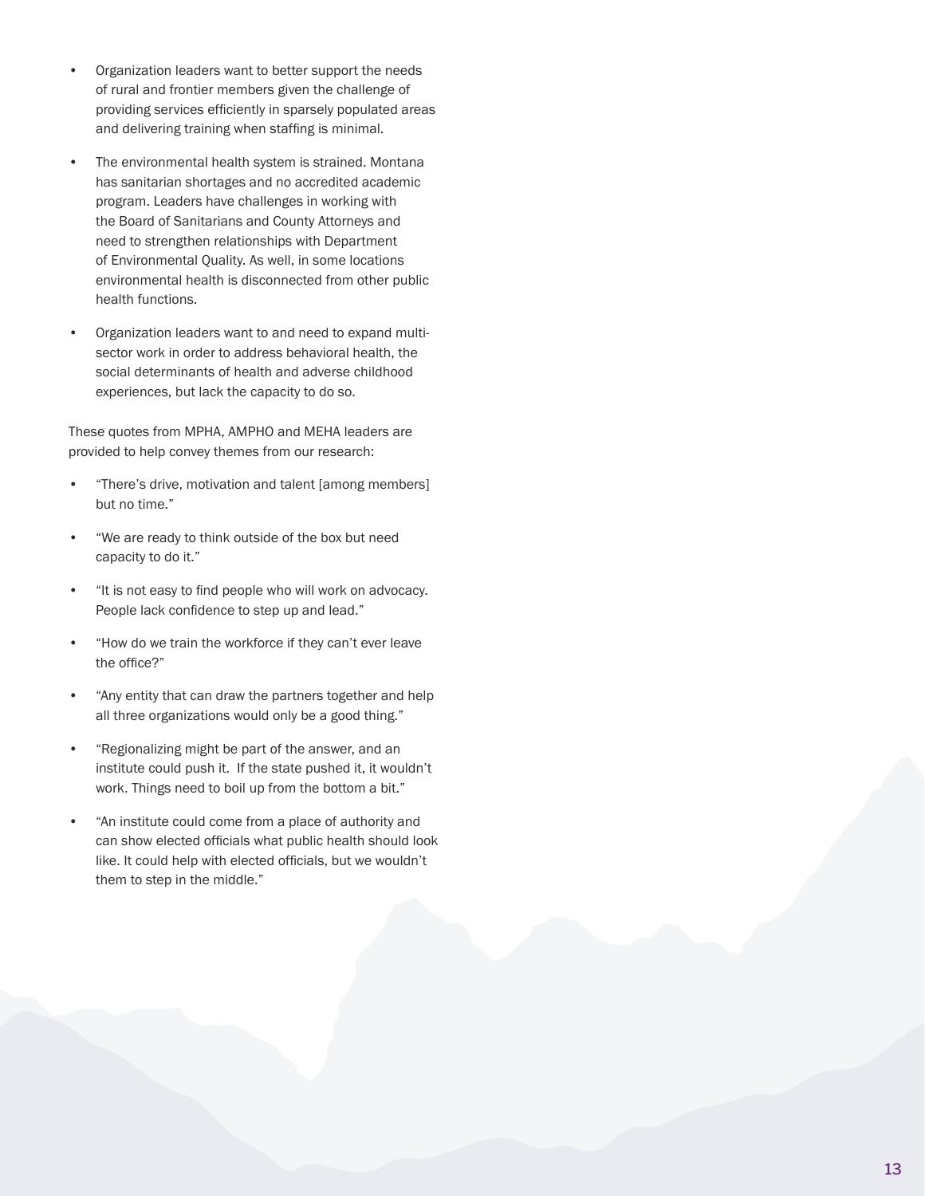- Organization leaders want to better support the needs of rural and frontier members given the challenge of providing services efficiently in sparsely populated areas and delivering training when staffing is minimal.

- The environmental health system is strained. Montana has sanitarian shortages and no accredited academic program. Leaders have challenges in working with the Board of Sanitarians and County Attorneys and need to strengthen relationships with Department of Environmental Quality. As well, in some locations environmental health is disconnected from other public health functions.

- Organization leaders want to and need to expand multi-sector work in order to address behavioral health, the social determinants of health and adverse childhood experiences, but lack the capacity to do so.

These quotes from MPHA, AMPHO and MEHA leaders are provided to help convey themes from our research:

- "There's drive, motivation and talent [among members] but no time."

- "We are ready to think outside of the box but need capacity to do it."

- "It is not easy to find people who will work on advocacy. People lack confidence to step up and lead."

- "How do we train the workforce if they can't ever leave the office?"

- "Any entity that can draw the partners together and help all three organizations would only be a good thing."

- "Regionalizing might be part of the answer, and an institute could push it. If the state pushed it, it wouldn't work. Things need to boil up from the bottom a bit."

- "An institute could come from a place of authority and can show elected officials what public health should look like. It could help with elected officials, but we wouldn't them to step in the middle."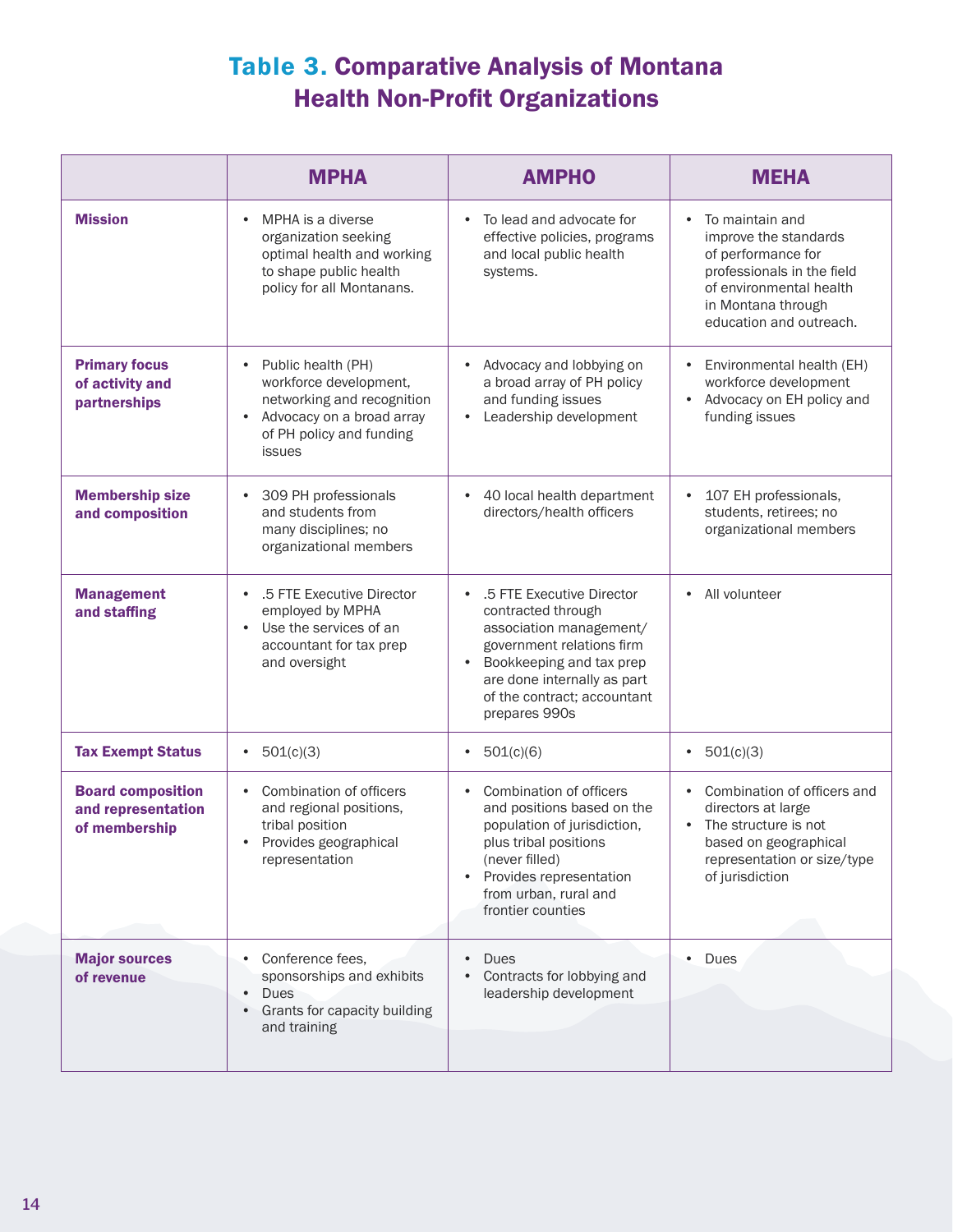# Table 3. Comparative Analysis of Montana Health Non-Profit Organizations

| | MPHA | AMPHO | MEHA |
|---|---|---|---|
| **Mission** | • MPHA is a diverse organization seeking optimal health and working to shape public health policy for all Montanans. | • To lead and advocate for effective policies, programs and local public health systems. | • To maintain and improve the standards of performance for professionals in the field of environmental health in Montana through education and outreach. |
| **Primary focus of activity and partnerships** | • Public health (PH) workforce development, networking and recognition<br>• Advocacy on a broad array of PH policy and funding issues | • Advocacy and lobbying on a broad array of PH policy and funding issues<br>• Leadership development | • Environmental health (EH) workforce development<br>• Advocacy on EH policy and funding issues |
| **Membership size and composition** | • 309 PH professionals and students from many disciplines; no organizational members | • 40 local health department directors/health officers | • 107 EH professionals, students, retirees; no organizational members |
| **Management and staffing** | • .5 FTE Executive Director employed by MPHA<br>• Use the services of an accountant for tax prep and oversight | • .5 FTE Executive Director contracted through association management/ government relations firm<br>• Bookkeeping and tax prep are done internally as part of the contract; accountant prepares 990s | • All volunteer |
| **Tax Exempt Status** | • 501(c)(3) | • 501(c)(6) | • 501(c)(3) |
| **Board composition and representation of membership** | • Combination of officers and regional positions, tribal position<br>• Provides geographical representation | • Combination of officers and positions based on the population of jurisdiction, plus tribal positions (never filled)<br>• Provides representation from urban, rural and frontier counties | • Combination of officers and directors at large<br>• The structure is not based on geographical representation or size/type of jurisdiction |
| **Major sources of revenue** | • Conference fees, sponsorships and exhibits<br>• Dues<br>• Grants for capacity building and training | • Dues<br>• Contracts for lobbying and leadership development | • Dues |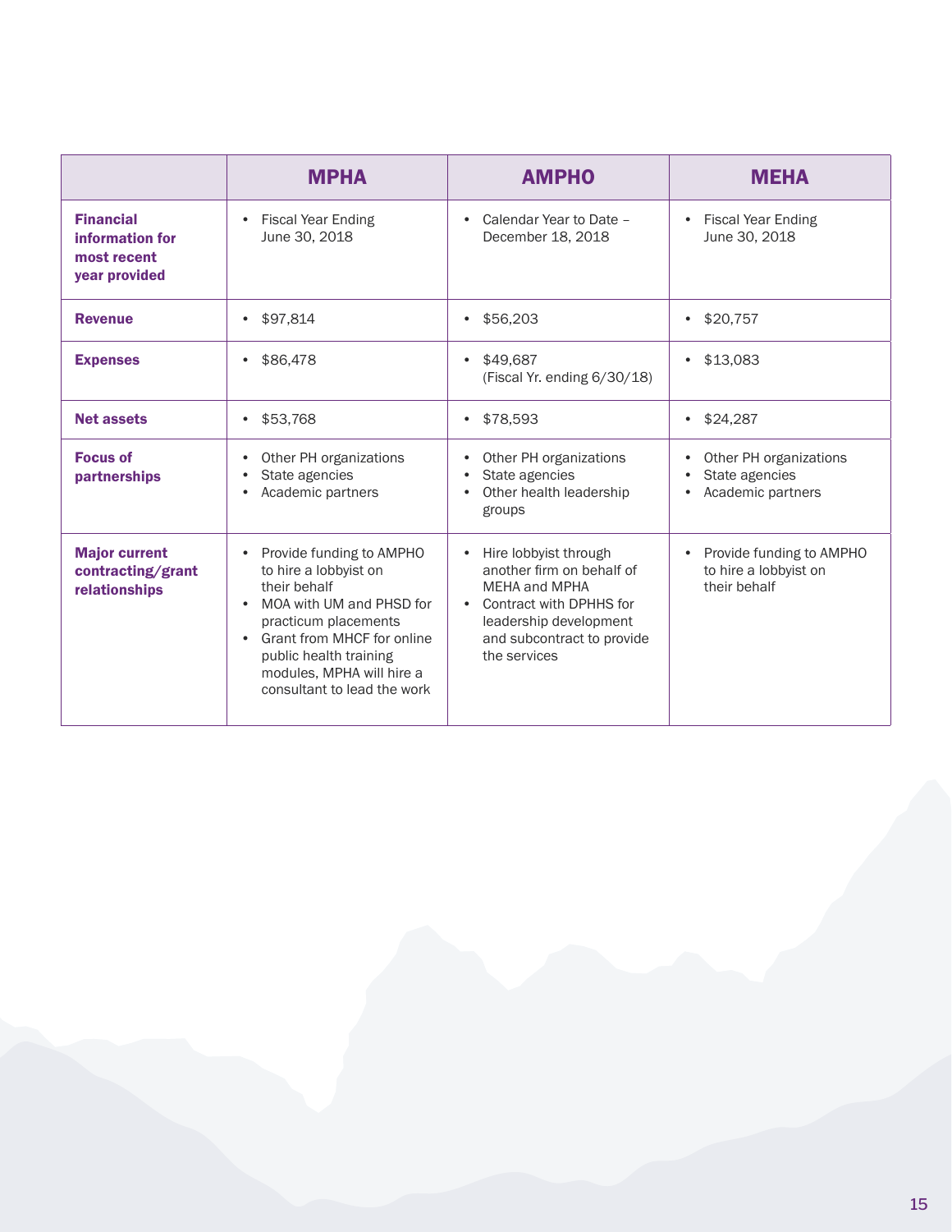| | MPHA | AMPHO | MEHA |
|---|---|---|---|
| **Financial information for most recent year provided** | • Fiscal Year Ending June 30, 2018 | • Calendar Year to Date – December 18, 2018 | • Fiscal Year Ending June 30, 2018 |
| **Revenue** | • $97,814 | • $56,203 | • $20,757 |
| **Expenses** | • $86,478 | • $49,687 (Fiscal Yr. ending 6/30/18) | • $13,083 |
| **Net assets** | • $53,768 | • $78,593 | • $24,287 |
| **Focus of partnerships** | • Other PH organizations<br>• State agencies<br>• Academic partners | • Other PH organizations<br>• State agencies<br>• Other health leadership groups | • Other PH organizations<br>• State agencies<br>• Academic partners |
| **Major current contracting/grant relationships** | • Provide funding to AMPHO to hire a lobbyist on their behalf<br>• MOA with UM and PHSD for practicum placements<br>• Grant from MHCF for online public health training modules, MPHA will hire a consultant to lead the work | • Hire lobbyist through another firm on behalf of MEHA and MPHA<br>• Contract with DPHHS for leadership development and subcontract to provide the services | • Provide funding to AMPHO to hire a lobbyist on their behalf |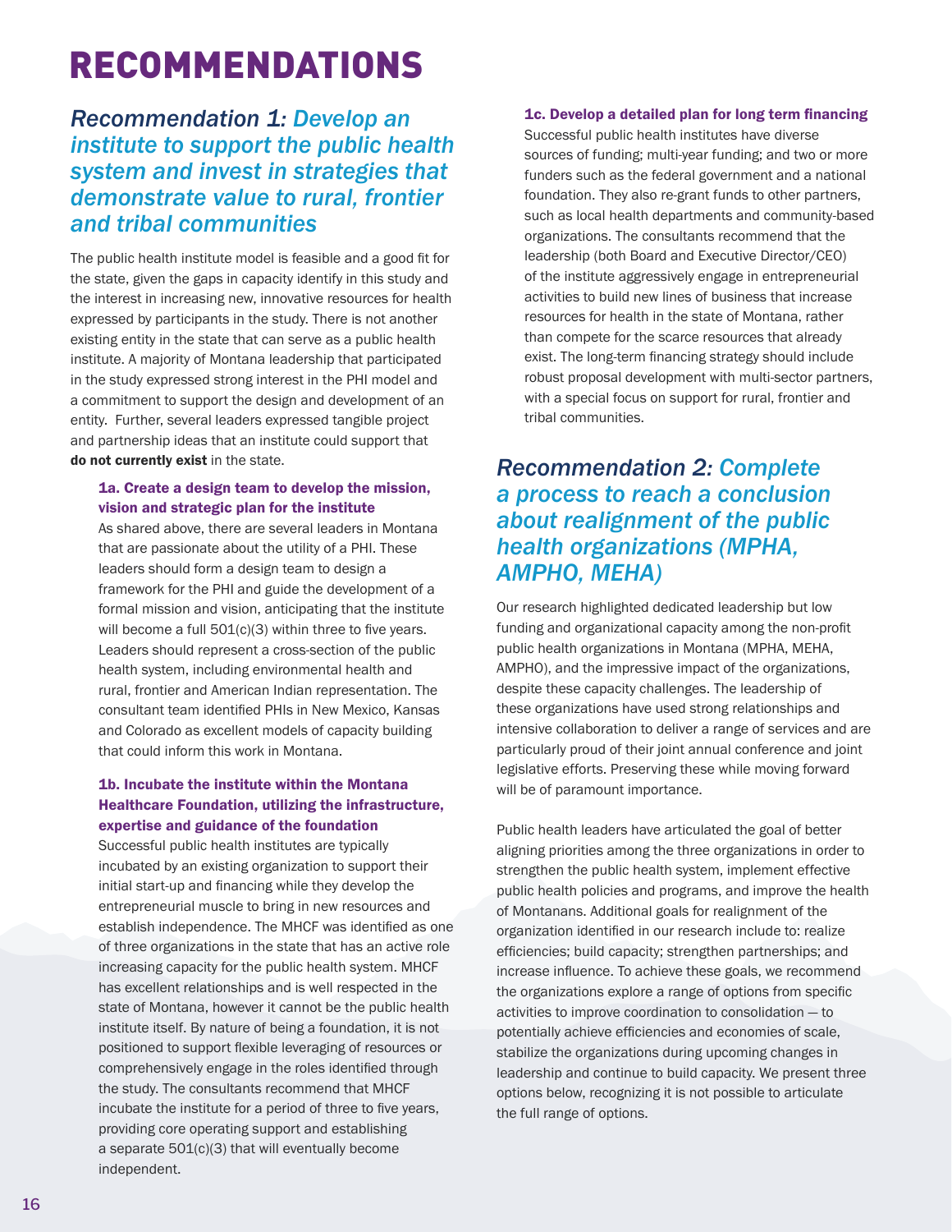# RECOMMENDATIONS

## *Recommendation 1: Develop an institute to support the public health system and invest in strategies that demonstrate value to rural, frontier and tribal communities*

The public health institute model is feasible and a good fit for the state, given the gaps in capacity identify in this study and the interest in increasing new, innovative resources for health expressed by participants in the study. There is not another existing entity in the state that can serve as a public health institute. A majority of Montana leadership that participated in the study expressed strong interest in the PHI model and a commitment to support the design and development of an entity. Further, several leaders expressed tangible project and partnership ideas that an institute could support that **do not currently exist** in the state.

### 1a. Create a design team to develop the mission, vision and strategic plan for the institute

As shared above, there are several leaders in Montana that are passionate about the utility of a PHI. These leaders should form a design team to design a framework for the PHI and guide the development of a formal mission and vision, anticipating that the institute will become a full 501(c)(3) within three to five years. Leaders should represent a cross-section of the public health system, including environmental health and rural, frontier and American Indian representation. The consultant team identified PHIs in New Mexico, Kansas and Colorado as excellent models of capacity building that could inform this work in Montana.

### 1b. Incubate the institute within the Montana Healthcare Foundation, utilizing the infrastructure, expertise and guidance of the foundation

Successful public health institutes are typically incubated by an existing organization to support their initial start-up and financing while they develop the entrepreneurial muscle to bring in new resources and establish independence. The MHCF was identified as one of three organizations in the state that has an active role increasing capacity for the public health system. MHCF has excellent relationships and is well respected in the state of Montana, however it cannot be the public health institute itself. By nature of being a foundation, it is not positioned to support flexible leveraging of resources or comprehensively engage in the roles identified through the study. The consultants recommend that MHCF incubate the institute for a period of three to five years, providing core operating support and establishing a separate 501(c)(3) that will eventually become independent.

### 1c. Develop a detailed plan for long term financing

Successful public health institutes have diverse sources of funding; multi-year funding; and two or more funders such as the federal government and a national foundation. They also re-grant funds to other partners, such as local health departments and community-based organizations. The consultants recommend that the leadership (both Board and Executive Director/CEO) of the institute aggressively engage in entrepreneurial activities to build new lines of business that increase resources for health in the state of Montana, rather than compete for the scarce resources that already exist. The long-term financing strategy should include robust proposal development with multi-sector partners, with a special focus on support for rural, frontier and tribal communities.

## *Recommendation 2: Complete a process to reach a conclusion about realignment of the public health organizations (MPHA, AMPHO, MEHA)*

Our research highlighted dedicated leadership but low funding and organizational capacity among the non-profit public health organizations in Montana (MPHA, MEHA, AMPHO), and the impressive impact of the organizations, despite these capacity challenges. The leadership of these organizations have used strong relationships and intensive collaboration to deliver a range of services and are particularly proud of their joint annual conference and joint legislative efforts. Preserving these while moving forward will be of paramount importance.

Public health leaders have articulated the goal of better aligning priorities among the three organizations in order to strengthen the public health system, implement effective public health policies and programs, and improve the health of Montanans. Additional goals for realignment of the organization identified in our research include to: realize efficiencies; build capacity; strengthen partnerships; and increase influence. To achieve these goals, we recommend the organizations explore a range of options from specific activities to improve coordination to consolidation — to potentially achieve efficiencies and economies of scale, stabilize the organizations during upcoming changes in leadership and continue to build capacity. We present three options below, recognizing it is not possible to articulate the full range of options.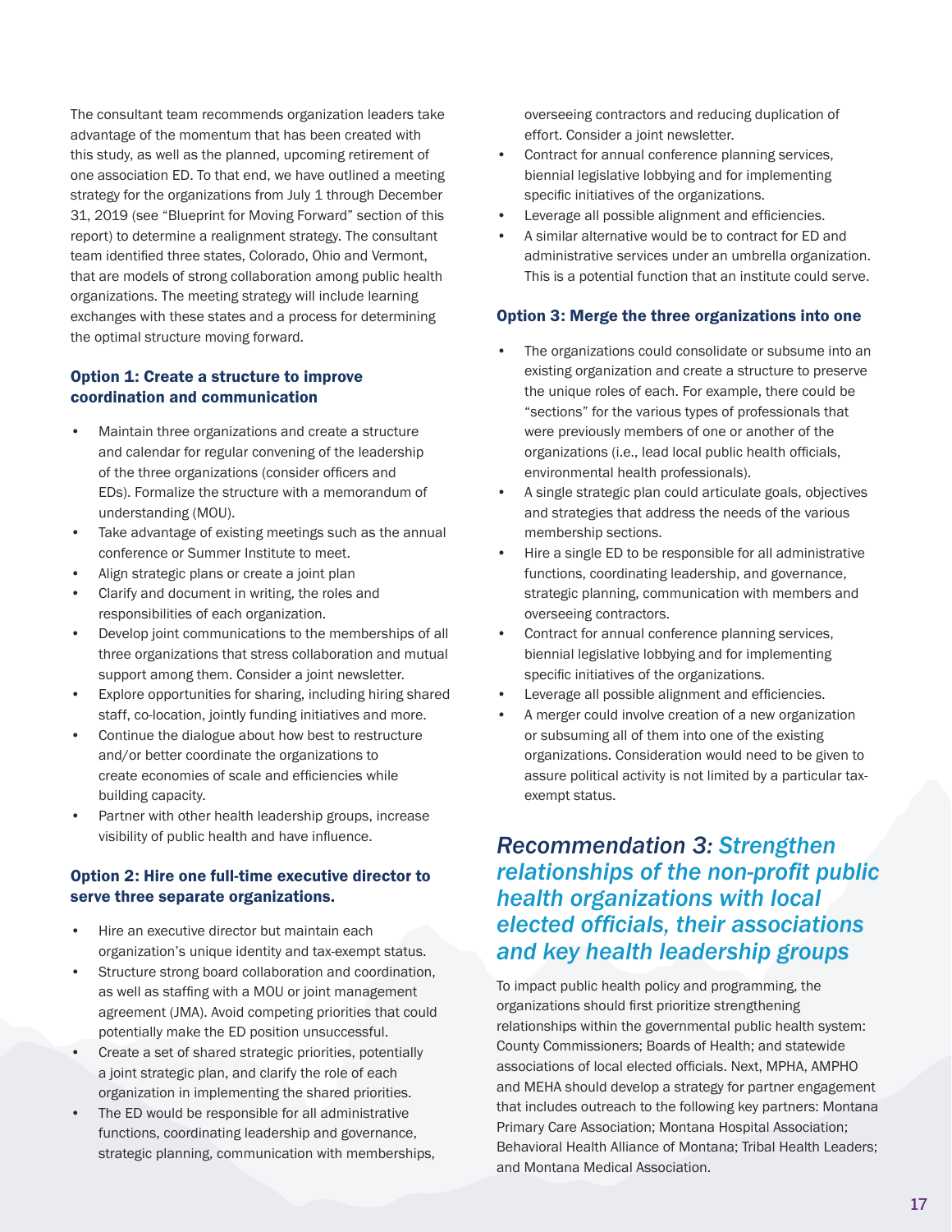The consultant team recommends organization leaders take advantage of the momentum that has been created with this study, as well as the planned, upcoming retirement of one association ED. To that end, we have outlined a meeting strategy for the organizations from July 1 through December 31, 2019 (see "Blueprint for Moving Forward" section of this report) to determine a realignment strategy. The consultant team identified three states, Colorado, Ohio and Vermont, that are models of strong collaboration among public health organizations. The meeting strategy will include learning exchanges with these states and a process for determining the optimal structure moving forward.

### Option 1: Create a structure to improve coordination and communication

- Maintain three organizations and create a structure and calendar for regular convening of the leadership of the three organizations (consider officers and EDs). Formalize the structure with a memorandum of understanding (MOU).
- Take advantage of existing meetings such as the annual conference or Summer Institute to meet.
- Align strategic plans or create a joint plan
- Clarify and document in writing, the roles and responsibilities of each organization.
- Develop joint communications to the memberships of all three organizations that stress collaboration and mutual support among them. Consider a joint newsletter.
- Explore opportunities for sharing, including hiring shared staff, co-location, jointly funding initiatives and more.
- Continue the dialogue about how best to restructure and/or better coordinate the organizations to create economies of scale and efficiencies while building capacity.
- Partner with other health leadership groups, increase visibility of public health and have influence.

### Option 2: Hire one full-time executive director to serve three separate organizations.

- Hire an executive director but maintain each organization's unique identity and tax-exempt status.
- Structure strong board collaboration and coordination, as well as staffing with a MOU or joint management agreement (JMA). Avoid competing priorities that could potentially make the ED position unsuccessful.
- Create a set of shared strategic priorities, potentially a joint strategic plan, and clarify the role of each organization in implementing the shared priorities.
- The ED would be responsible for all administrative functions, coordinating leadership and governance, strategic planning, communication with memberships, overseeing contractors and reducing duplication of effort. Consider a joint newsletter.
- Contract for annual conference planning services, biennial legislative lobbying and for implementing specific initiatives of the organizations.
- Leverage all possible alignment and efficiencies.
- A similar alternative would be to contract for ED and administrative services under an umbrella organization. This is a potential function that an institute could serve.

### Option 3: Merge the three organizations into one

- The organizations could consolidate or subsume into an existing organization and create a structure to preserve the unique roles of each. For example, there could be "sections" for the various types of professionals that were previously members of one or another of the organizations (i.e., lead local public health officials, environmental health professionals).
- A single strategic plan could articulate goals, objectives and strategies that address the needs of the various membership sections.
- Hire a single ED to be responsible for all administrative functions, coordinating leadership, and governance, strategic planning, communication with members and overseeing contractors.
- Contract for annual conference planning services, biennial legislative lobbying and for implementing specific initiatives of the organizations.
- Leverage all possible alignment and efficiencies.
- A merger could involve creation of a new organization or subsuming all of them into one of the existing organizations. Consideration would need to be given to assure political activity is not limited by a particular tax-exempt status.

## *Recommendation 3: Strengthen relationships of the non-profit public health organizations with local elected officials, their associations and key health leadership groups*

To impact public health policy and programming, the organizations should first prioritize strengthening relationships within the governmental public health system: County Commissioners; Boards of Health; and statewide associations of local elected officials. Next, MPHA, AMPHO and MEHA should develop a strategy for partner engagement that includes outreach to the following key partners: Montana Primary Care Association; Montana Hospital Association; Behavioral Health Alliance of Montana; Tribal Health Leaders; and Montana Medical Association.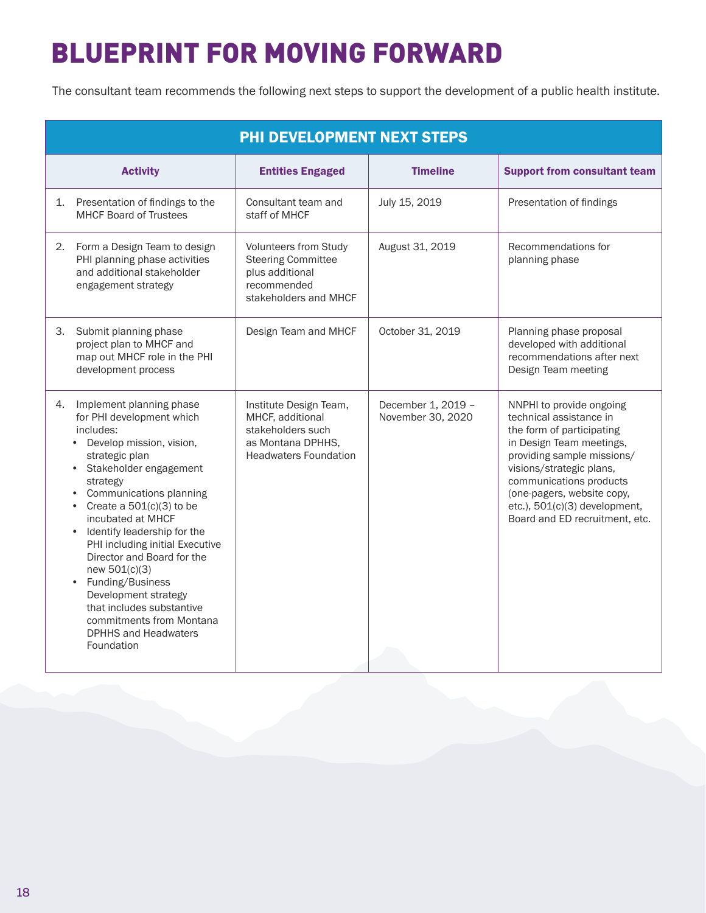# BLUEPRINT FOR MOVING FORWARD

The consultant team recommends the following next steps to support the development of a public health institute.

| PHI DEVELOPMENT NEXT STEPS | | | |
|---|---|---|---|
| **Activity** | **Entities Engaged** | **Timeline** | **Support from consultant team** |
| 1. Presentation of findings to the MHCF Board of Trustees | Consultant team and staff of MHCF | July 15, 2019 | Presentation of findings |
| 2. Form a Design Team to design PHI planning phase activities and additional stakeholder engagement strategy | Volunteers from Study Steering Committee plus additional recommended stakeholders and MHCF | August 31, 2019 | Recommendations for planning phase |
| 3. Submit planning phase project plan to MHCF and map out MHCF role in the PHI development process | Design Team and MHCF | October 31, 2019 | Planning phase proposal developed with additional recommendations after next Design Team meeting |
| 4. Implement planning phase for PHI development which includes: <br>• Develop mission, vision, strategic plan <br>• Stakeholder engagement strategy <br>• Communications planning <br>• Create a 501(c)(3) to be incubated at MHCF <br>• Identify leadership for the PHI including initial Executive Director and Board for the new 501(c)(3) <br>• Funding/Business Development strategy that includes substantive commitments from Montana DPHHS and Headwaters Foundation | Institute Design Team, MHCF, additional stakeholders such as Montana DPHHS, Headwaters Foundation | December 1, 2019 – November 30, 2020 | NNPHI to provide ongoing technical assistance in the form of participating in Design Team meetings, providing sample missions/visions/strategic plans, communications products (one-pagers, website copy, etc.), 501(c)(3) development, Board and ED recruitment, etc. |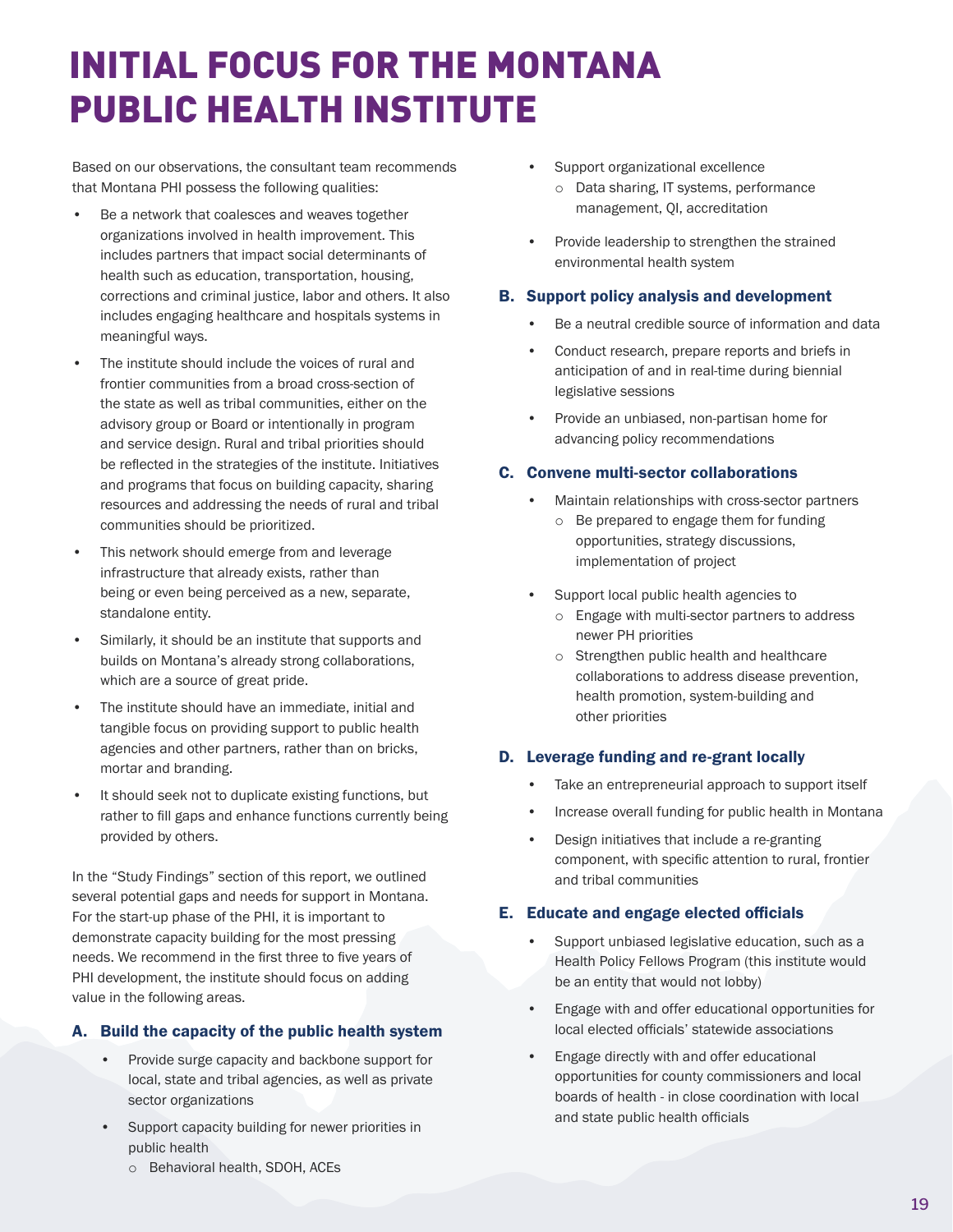# INITIAL FOCUS FOR THE MONTANA PUBLIC HEALTH INSTITUTE

Based on our observations, the consultant team recommends that Montana PHI possess the following qualities:

- Be a network that coalesces and weaves together organizations involved in health improvement. This includes partners that impact social determinants of health such as education, transportation, housing, corrections and criminal justice, labor and others. It also includes engaging healthcare and hospitals systems in meaningful ways.
- The institute should include the voices of rural and frontier communities from a broad cross-section of the state as well as tribal communities, either on the advisory group or Board or intentionally in program and service design. Rural and tribal priorities should be reflected in the strategies of the institute. Initiatives and programs that focus on building capacity, sharing resources and addressing the needs of rural and tribal communities should be prioritized.
- This network should emerge from and leverage infrastructure that already exists, rather than being or even being perceived as a new, separate, standalone entity.
- Similarly, it should be an institute that supports and builds on Montana's already strong collaborations, which are a source of great pride.
- The institute should have an immediate, initial and tangible focus on providing support to public health agencies and other partners, rather than on bricks, mortar and branding.
- It should seek not to duplicate existing functions, but rather to fill gaps and enhance functions currently being provided by others.

In the "Study Findings" section of this report, we outlined several potential gaps and needs for support in Montana. For the start-up phase of the PHI, it is important to demonstrate capacity building for the most pressing needs. We recommend in the first three to five years of PHI development, the institute should focus on adding value in the following areas.

### A. Build the capacity of the public health system

- Provide surge capacity and backbone support for local, state and tribal agencies, as well as private sector organizations
- Support capacity building for newer priorities in public health
  - Behavioral health, SDOH, ACEs
- Support organizational excellence
  - Data sharing, IT systems, performance management, QI, accreditation
- Provide leadership to strengthen the strained environmental health system

### B. Support policy analysis and development

- Be a neutral credible source of information and data
- Conduct research, prepare reports and briefs in anticipation of and in real-time during biennial legislative sessions
- Provide an unbiased, non-partisan home for advancing policy recommendations

### C. Convene multi-sector collaborations

- Maintain relationships with cross-sector partners
  - Be prepared to engage them for funding opportunities, strategy discussions, implementation of project
- Support local public health agencies to
  - Engage with multi-sector partners to address newer PH priorities
  - Strengthen public health and healthcare collaborations to address disease prevention, health promotion, system-building and other priorities

### D. Leverage funding and re-grant locally

- Take an entrepreneurial approach to support itself
- Increase overall funding for public health in Montana
- Design initiatives that include a re-granting component, with specific attention to rural, frontier and tribal communities

### E. Educate and engage elected officials

- Support unbiased legislative education, such as a Health Policy Fellows Program (this institute would be an entity that would not lobby)
- Engage with and offer educational opportunities for local elected officials' statewide associations
- Engage directly with and offer educational opportunities for county commissioners and local boards of health - in close coordination with local and state public health officials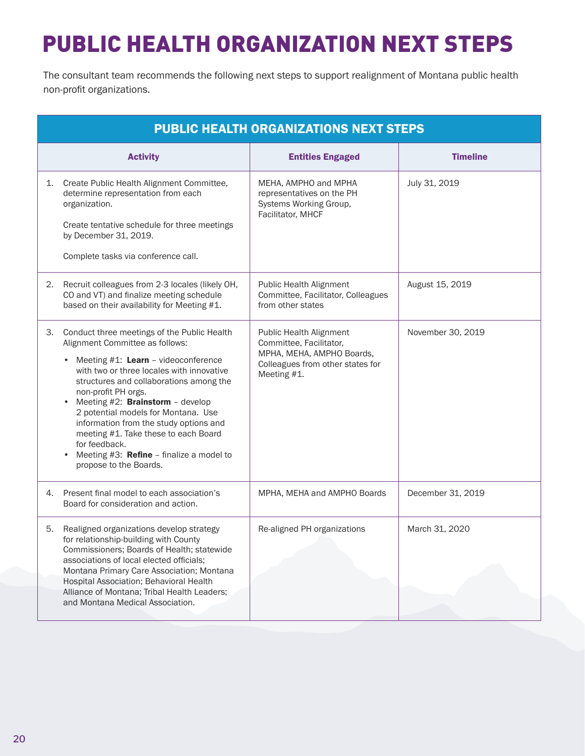# PUBLIC HEALTH ORGANIZATION NEXT STEPS

The consultant team recommends the following next steps to support realignment of Montana public health non-profit organizations.

| PUBLIC HEALTH ORGANIZATIONS NEXT STEPS | | |
|---|---|---|
| **Activity** | **Entities Engaged** | **Timeline** |
| 1. Create Public Health Alignment Committee, determine representation from each organization.<br><br>Create tentative schedule for three meetings by December 31, 2019.<br><br>Complete tasks via conference call. | MEHA, AMPHO and MPHA representatives on the PH Systems Working Group, Facilitator, MHCF | July 31, 2019 |
| 2. Recruit colleagues from 2-3 locales (likely OH, CO and VT) and finalize meeting schedule based on their availability for Meeting #1. | Public Health Alignment Committee, Facilitator, Colleagues from other states | August 15, 2019 |
| 3. Conduct three meetings of the Public Health Alignment Committee as follows:<br>• Meeting #1: **Learn** – videoconference with two or three locales with innovative structures and collaborations among the non-profit PH orgs.<br>• Meeting #2: **Brainstorm** – develop 2 potential models for Montana. Use information from the study options and meeting #1. Take these to each Board for feedback.<br>• Meeting #3: **Refine** – finalize a model to propose to the Boards. | Public Health Alignment Committee, Facilitator, MPHA, MEHA, AMPHO Boards, Colleagues from other states for Meeting #1. | November 30, 2019 |
| 4. Present final model to each association's Board for consideration and action. | MPHA, MEHA and AMPHO Boards | December 31, 2019 |
| 5. Realigned organizations develop strategy for relationship-building with County Commissioners; Boards of Health; statewide associations of local elected officials; Montana Primary Care Association; Montana Hospital Association; Behavioral Health Alliance of Montana; Tribal Health Leaders; and Montana Medical Association. | Re-aligned PH organizations | March 31, 2020 |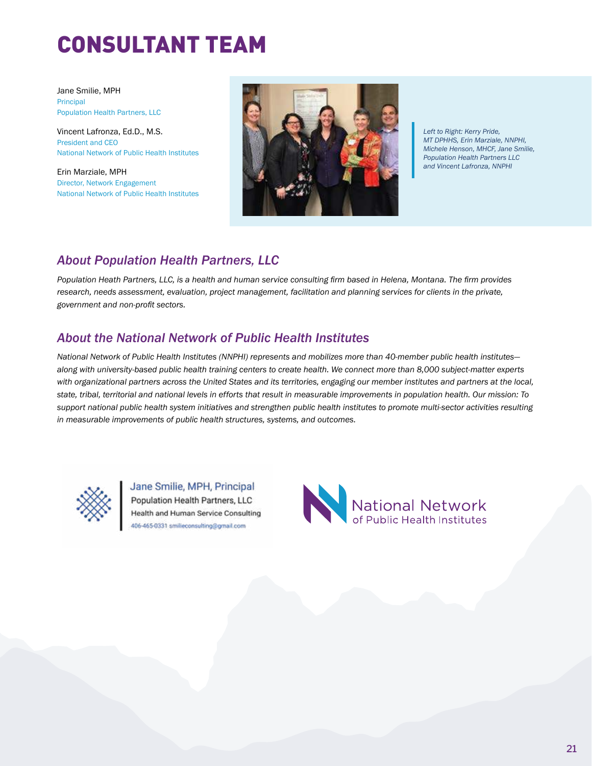# CONSULTANT TEAM

Jane Smilie, MPH
Principal
Population Health Partners, LLC

Vincent Lafronza, Ed.D., M.S.
President and CEO
National Network of Public Health Institutes

Erin Marziale, MPH
Director, Network Engagement
National Network of Public Health Institutes

*Left to Right: Kerry Pride, MT DPHHS, Erin Marziale, NNPHI, Michele Henson, MHCF, Jane Smilie, Population Health Partners LLC and Vincent Lafronza, NNPHI*

## *About Population Health Partners, LLC*

*Population Heath Partners, LLC, is a health and human service consulting firm based in Helena, Montana. The firm provides research, needs assessment, evaluation, project management, facilitation and planning services for clients in the private, government and non-profit sectors.*

## *About the National Network of Public Health Institutes*

*National Network of Public Health Institutes (NNPHI) represents and mobilizes more than 40-member public health institutes—along with university-based public health training centers to create health. We connect more than 8,000 subject-matter experts with organizational partners across the United States and its territories, engaging our member institutes and partners at the local, state, tribal, territorial and national levels in efforts that result in measurable improvements in population health. Our mission: To support national public health system initiatives and strengthen public health institutes to promote multi-sector activities resulting in measurable improvements of public health structures, systems, and outcomes.*

Jane Smilie, MPH, Principal
Population Health Partners, LLC
Health and Human Service Consulting
406-465-0331 smilieconsulting@gmail.com

National Network of Public Health Institutes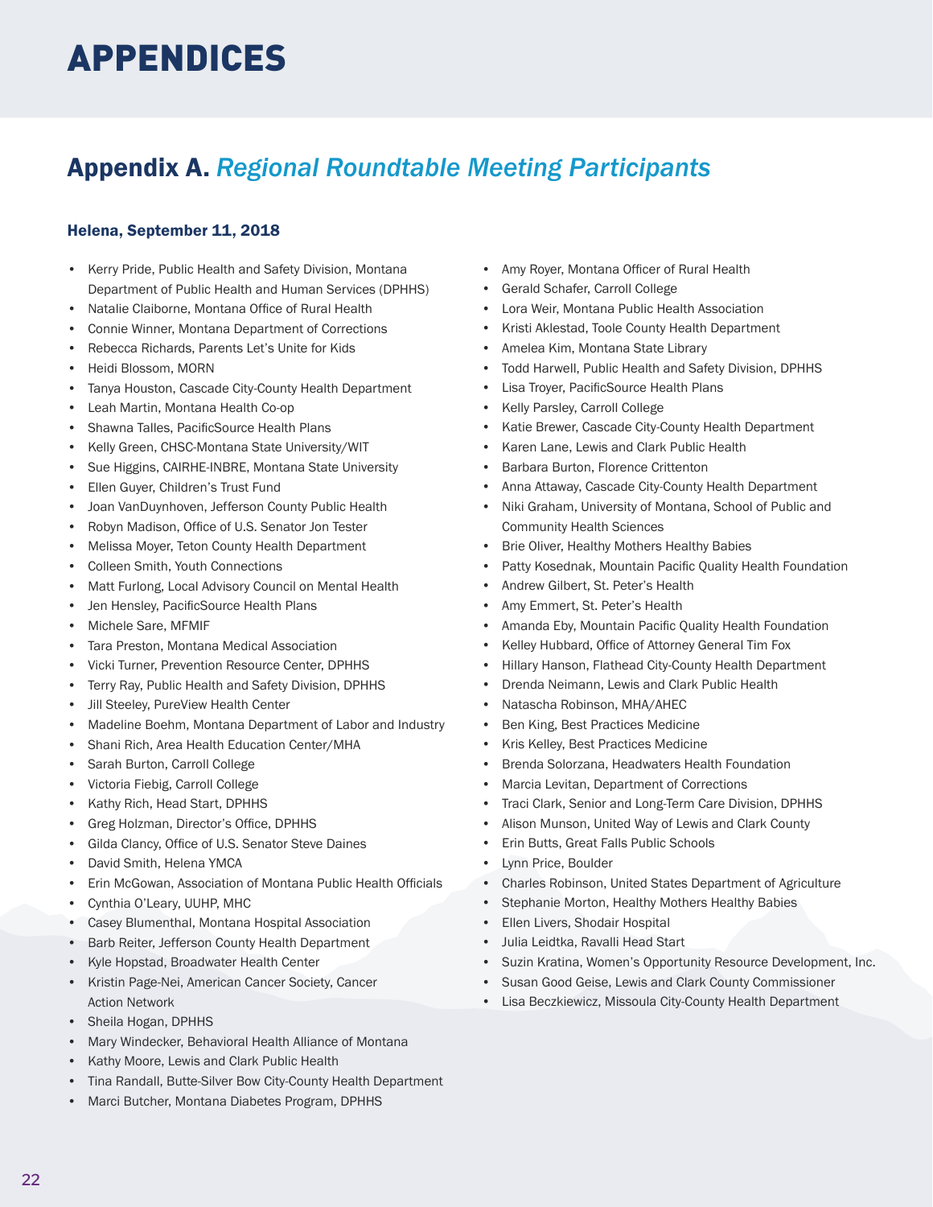# APPENDICES

## Appendix A. *Regional Roundtable Meeting Participants*

### Helena, September 11, 2018

- Kerry Pride, Public Health and Safety Division, Montana Department of Public Health and Human Services (DPHHS)
- Natalie Claiborne, Montana Office of Rural Health
- Connie Winner, Montana Department of Corrections
- Rebecca Richards, Parents Let's Unite for Kids
- Heidi Blossom, MORN
- Tanya Houston, Cascade City-County Health Department
- Leah Martin, Montana Health Co-op
- Shawna Talles, PacificSource Health Plans
- Kelly Green, CHSC-Montana State University/WIT
- Sue Higgins, CAIRHE-INBRE, Montana State University
- Ellen Guyer, Children's Trust Fund
- Joan VanDuynhoven, Jefferson County Public Health
- Robyn Madison, Office of U.S. Senator Jon Tester
- Melissa Moyer, Teton County Health Department
- Colleen Smith, Youth Connections
- Matt Furlong, Local Advisory Council on Mental Health
- Jen Hensley, PacificSource Health Plans
- Michele Sare, MFMIF
- Tara Preston, Montana Medical Association
- Vicki Turner, Prevention Resource Center, DPHHS
- Terry Ray, Public Health and Safety Division, DPHHS
- Jill Steeley, PureView Health Center
- Madeline Boehm, Montana Department of Labor and Industry
- Shani Rich, Area Health Education Center/MHA
- Sarah Burton, Carroll College
- Victoria Fiebig, Carroll College
- Kathy Rich, Head Start, DPHHS
- Greg Holzman, Director's Office, DPHHS
- Gilda Clancy, Office of U.S. Senator Steve Daines
- David Smith, Helena YMCA
- Erin McGowan, Association of Montana Public Health Officials
- Cynthia O'Leary, UUHP, MHC
- Casey Blumenthal, Montana Hospital Association
- Barb Reiter, Jefferson County Health Department
- Kyle Hopstad, Broadwater Health Center
- Kristin Page-Nei, American Cancer Society, Cancer Action Network
- Sheila Hogan, DPHHS
- Mary Windecker, Behavioral Health Alliance of Montana
- Kathy Moore, Lewis and Clark Public Health
- Tina Randall, Butte-Silver Bow City-County Health Department
- Marci Butcher, Montana Diabetes Program, DPHHS
- Amy Royer, Montana Officer of Rural Health
- Gerald Schafer, Carroll College
- Lora Weir, Montana Public Health Association
- Kristi Aklestad, Toole County Health Department
- Amelea Kim, Montana State Library
- Todd Harwell, Public Health and Safety Division, DPHHS
- Lisa Troyer, PacificSource Health Plans
- Kelly Parsley, Carroll College
- Katie Brewer, Cascade City-County Health Department
- Karen Lane, Lewis and Clark Public Health
- Barbara Burton, Florence Crittenton
- Anna Attaway, Cascade City-County Health Department
- Niki Graham, University of Montana, School of Public and Community Health Sciences
- Brie Oliver, Healthy Mothers Healthy Babies
- Patty Kosednak, Mountain Pacific Quality Health Foundation
- Andrew Gilbert, St. Peter's Health
- Amy Emmert, St. Peter's Health
- Amanda Eby, Mountain Pacific Quality Health Foundation
- Kelley Hubbard, Office of Attorney General Tim Fox
- Hillary Hanson, Flathead City-County Health Department
- Drenda Neimann, Lewis and Clark Public Health
- Natascha Robinson, MHA/AHEC
- Ben King, Best Practices Medicine
- Kris Kelley, Best Practices Medicine
- Brenda Solorzana, Headwaters Health Foundation
- Marcia Levitan, Department of Corrections
- Traci Clark, Senior and Long-Term Care Division, DPHHS
- Alison Munson, United Way of Lewis and Clark County
- Erin Butts, Great Falls Public Schools
- Lynn Price, Boulder
- Charles Robinson, United States Department of Agriculture
- Stephanie Morton, Healthy Mothers Healthy Babies
- Ellen Livers, Shodair Hospital
- Julia Leidtka, Ravalli Head Start
- Suzin Kratina, Women's Opportunity Resource Development, Inc.
- Susan Good Geise, Lewis and Clark County Commissioner
- Lisa Beczkiewicz, Missoula City-County Health Department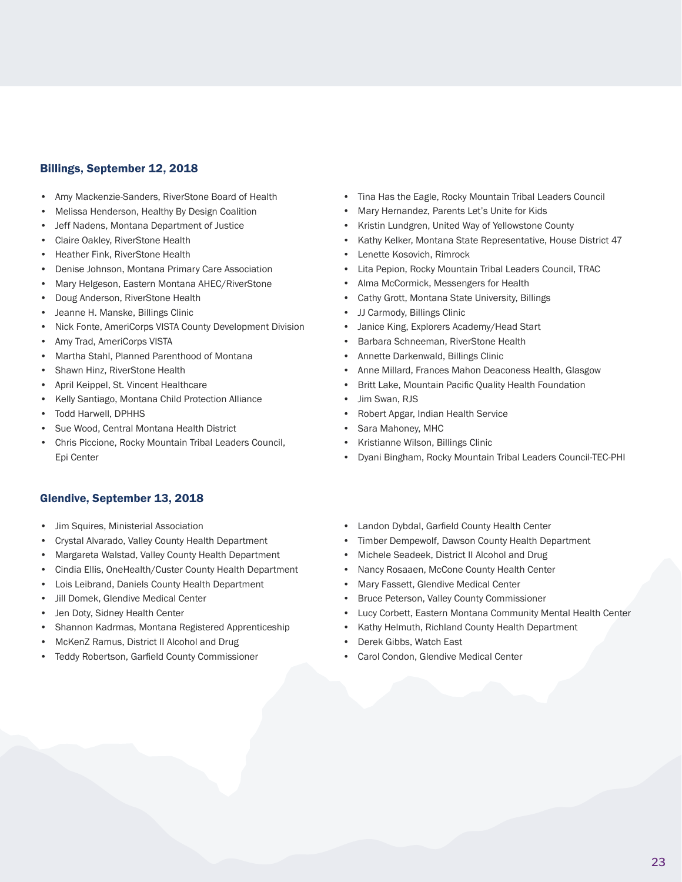### Billings, September 12, 2018

- Amy Mackenzie-Sanders, RiverStone Board of Health
- Melissa Henderson, Healthy By Design Coalition
- Jeff Nadens, Montana Department of Justice
- Claire Oakley, RiverStone Health
- Heather Fink, RiverStone Health
- Denise Johnson, Montana Primary Care Association
- Mary Helgeson, Eastern Montana AHEC/RiverStone
- Doug Anderson, RiverStone Health
- Jeanne H. Manske, Billings Clinic
- Nick Fonte, AmeriCorps VISTA County Development Division
- Amy Trad, AmeriCorps VISTA
- Martha Stahl, Planned Parenthood of Montana
- Shawn Hinz, RiverStone Health
- April Keippel, St. Vincent Healthcare
- Kelly Santiago, Montana Child Protection Alliance
- Todd Harwell, DPHHS
- Sue Wood, Central Montana Health District
- Chris Piccione, Rocky Mountain Tribal Leaders Council, Epi Center
- Tina Has the Eagle, Rocky Mountain Tribal Leaders Council
- Mary Hernandez, Parents Let's Unite for Kids
- Kristin Lundgren, United Way of Yellowstone County
- Kathy Kelker, Montana State Representative, House District 47
- Lenette Kosovich, Rimrock
- Lita Pepion, Rocky Mountain Tribal Leaders Council, TRAC
- Alma McCormick, Messengers for Health
- Cathy Grott, Montana State University, Billings
- JJ Carmody, Billings Clinic
- Janice King, Explorers Academy/Head Start
- Barbara Schneeman, RiverStone Health
- Annette Darkenwald, Billings Clinic
- Anne Millard, Frances Mahon Deaconess Health, Glasgow
- Britt Lake, Mountain Pacific Quality Health Foundation
- Jim Swan, RJS
- Robert Apgar, Indian Health Service
- Sara Mahoney, MHC
- Kristianne Wilson, Billings Clinic
- Dyani Bingham, Rocky Mountain Tribal Leaders Council-TEC-PHI

### Glendive, September 13, 2018

- Jim Squires, Ministerial Association
- Crystal Alvarado, Valley County Health Department
- Margareta Walstad, Valley County Health Department
- Cindia Ellis, OneHealth/Custer County Health Department
- Lois Leibrand, Daniels County Health Department
- Jill Domek, Glendive Medical Center
- Jen Doty, Sidney Health Center
- Shannon Kadrmas, Montana Registered Apprenticeship
- McKenZ Ramus, District II Alcohol and Drug
- Teddy Robertson, Garfield County Commissioner
- Landon Dybdal, Garfield County Health Center
- Timber Dempewolf, Dawson County Health Department
- Michele Seadeek, District II Alcohol and Drug
- Nancy Rosaaen, McCone County Health Center
- Mary Fassett, Glendive Medical Center
- Bruce Peterson, Valley County Commissioner
- Lucy Corbett, Eastern Montana Community Mental Health Center
- Kathy Helmuth, Richland County Health Department
- Derek Gibbs, Watch East
- Carol Condon, Glendive Medical Center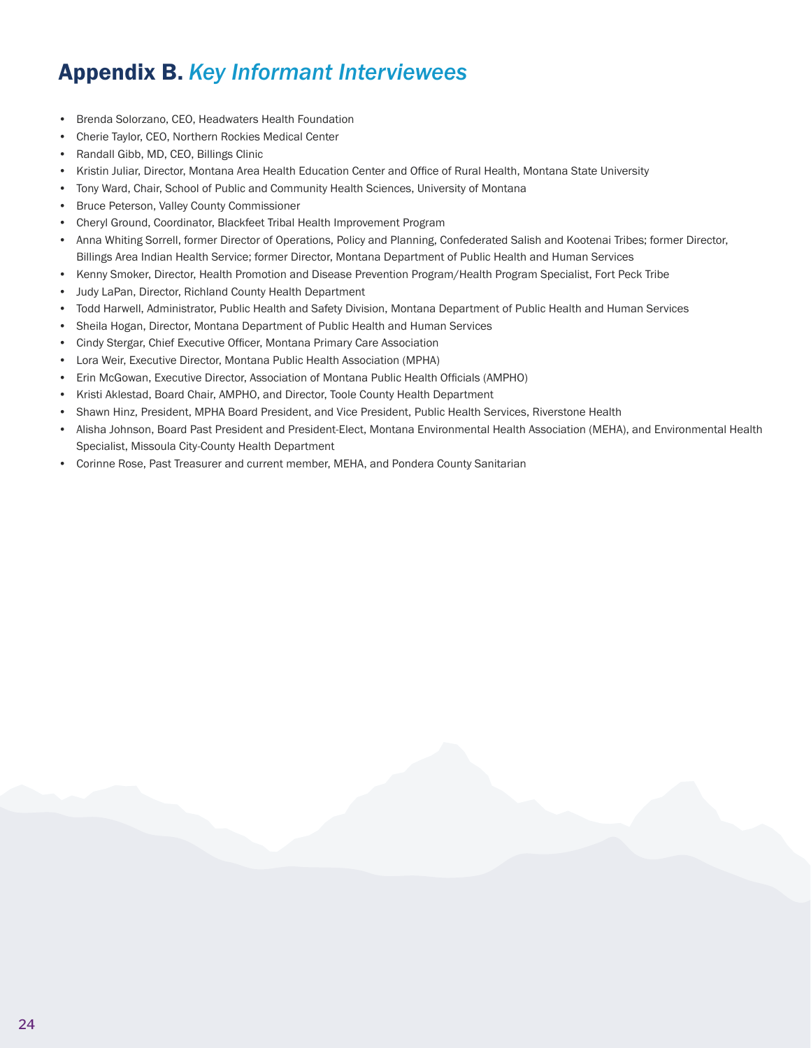# Appendix B. *Key Informant Interviewees*

- Brenda Solorzano, CEO, Headwaters Health Foundation
- Cherie Taylor, CEO, Northern Rockies Medical Center
- Randall Gibb, MD, CEO, Billings Clinic
- Kristin Juliar, Director, Montana Area Health Education Center and Office of Rural Health, Montana State University
- Tony Ward, Chair, School of Public and Community Health Sciences, University of Montana
- Bruce Peterson, Valley County Commissioner
- Cheryl Ground, Coordinator, Blackfeet Tribal Health Improvement Program
- Anna Whiting Sorrell, former Director of Operations, Policy and Planning, Confederated Salish and Kootenai Tribes; former Director, Billings Area Indian Health Service; former Director, Montana Department of Public Health and Human Services
- Kenny Smoker, Director, Health Promotion and Disease Prevention Program/Health Program Specialist, Fort Peck Tribe
- Judy LaPan, Director, Richland County Health Department
- Todd Harwell, Administrator, Public Health and Safety Division, Montana Department of Public Health and Human Services
- Sheila Hogan, Director, Montana Department of Public Health and Human Services
- Cindy Stergar, Chief Executive Officer, Montana Primary Care Association
- Lora Weir, Executive Director, Montana Public Health Association (MPHA)
- Erin McGowan, Executive Director, Association of Montana Public Health Officials (AMPHO)
- Kristi Aklestad, Board Chair, AMPHO, and Director, Toole County Health Department
- Shawn Hinz, President, MPHA Board President, and Vice President, Public Health Services, Riverstone Health
- Alisha Johnson, Board Past President and President-Elect, Montana Environmental Health Association (MEHA), and Environmental Health Specialist, Missoula City-County Health Department
- Corinne Rose, Past Treasurer and current member, MEHA, and Pondera County Sanitarian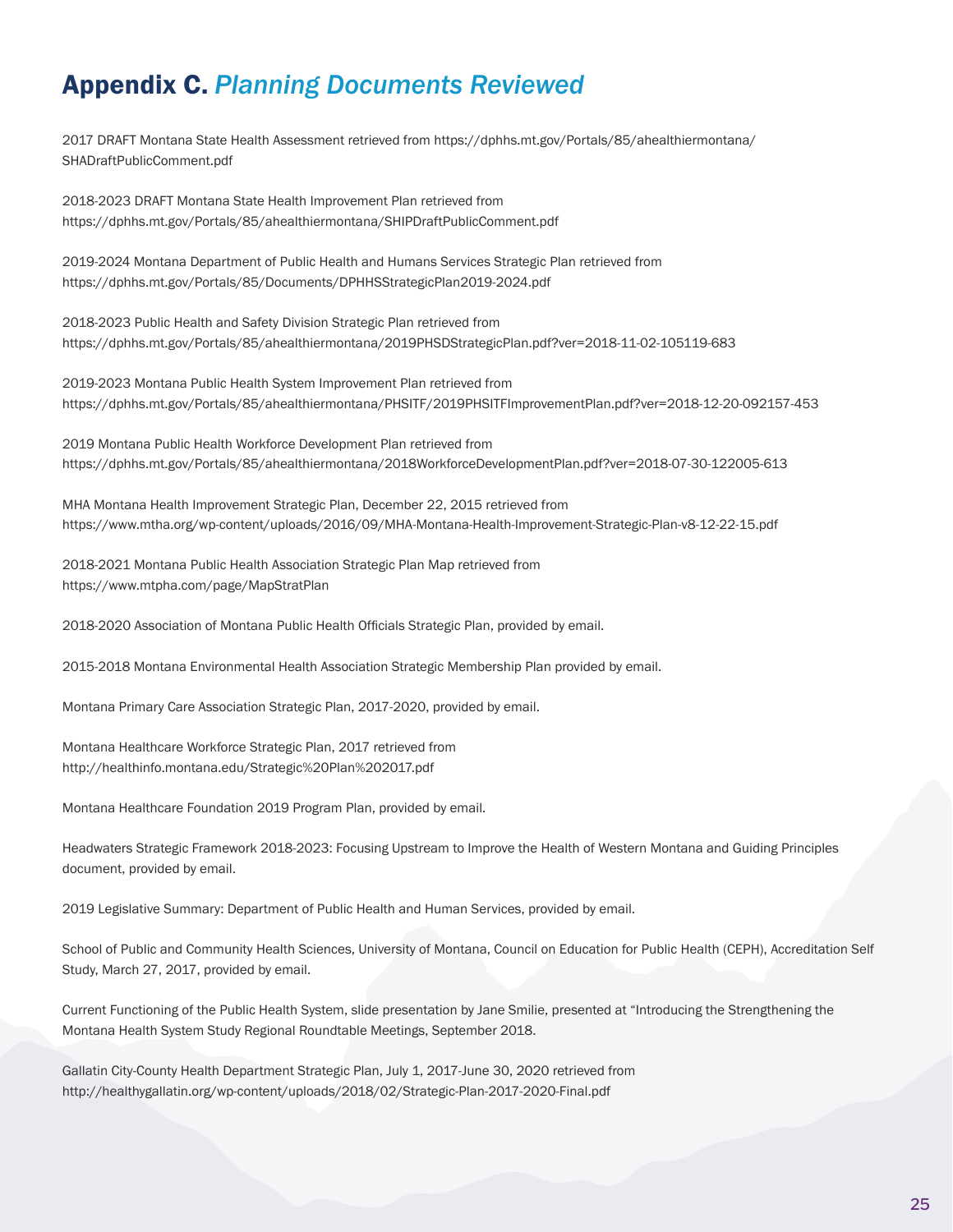# Appendix C. *Planning Documents Reviewed*

2017 DRAFT Montana State Health Assessment retrieved from https://dphhs.mt.gov/Portals/85/ahealthiermontana/SHADraftPublicComment.pdf

2018-2023 DRAFT Montana State Health Improvement Plan retrieved from https://dphhs.mt.gov/Portals/85/ahealthiermontana/SHIPDraftPublicComment.pdf

2019-2024 Montana Department of Public Health and Humans Services Strategic Plan retrieved from https://dphhs.mt.gov/Portals/85/Documents/DPHHSStrategicPlan2019-2024.pdf

2018-2023 Public Health and Safety Division Strategic Plan retrieved from https://dphhs.mt.gov/Portals/85/ahealthiermontana/2019PHSDStrategicPlan.pdf?ver=2018-11-02-105119-683

2019-2023 Montana Public Health System Improvement Plan retrieved from https://dphhs.mt.gov/Portals/85/ahealthiermontana/PHSITF/2019PHSITFImprovementPlan.pdf?ver=2018-12-20-092157-453

2019 Montana Public Health Workforce Development Plan retrieved from https://dphhs.mt.gov/Portals/85/ahealthiermontana/2018WorkforceDevelopmentPlan.pdf?ver=2018-07-30-122005-613

MHA Montana Health Improvement Strategic Plan, December 22, 2015 retrieved from https://www.mtha.org/wp-content/uploads/2016/09/MHA-Montana-Health-Improvement-Strategic-Plan-v8-12-22-15.pdf

2018-2021 Montana Public Health Association Strategic Plan Map retrieved from https://www.mtpha.com/page/MapStratPlan

2018-2020 Association of Montana Public Health Officials Strategic Plan, provided by email.

2015-2018 Montana Environmental Health Association Strategic Membership Plan provided by email.

Montana Primary Care Association Strategic Plan, 2017-2020, provided by email.

Montana Healthcare Workforce Strategic Plan, 2017 retrieved from http://healthinfo.montana.edu/Strategic%20Plan%202017.pdf

Montana Healthcare Foundation 2019 Program Plan, provided by email.

Headwaters Strategic Framework 2018-2023: Focusing Upstream to Improve the Health of Western Montana and Guiding Principles document, provided by email.

2019 Legislative Summary: Department of Public Health and Human Services, provided by email.

School of Public and Community Health Sciences, University of Montana, Council on Education for Public Health (CEPH), Accreditation Self Study, March 27, 2017, provided by email.

Current Functioning of the Public Health System, slide presentation by Jane Smilie, presented at "Introducing the Strengthening the Montana Health System Study Regional Roundtable Meetings, September 2018.

Gallatin City-County Health Department Strategic Plan, July 1, 2017-June 30, 2020 retrieved from http://healthygallatin.org/wp-content/uploads/2018/02/Strategic-Plan-2017-2020-Final.pdf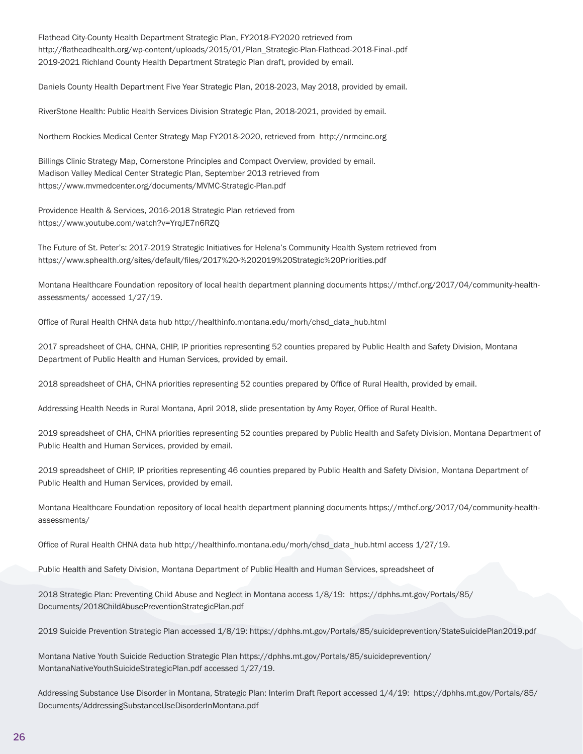Flathead City-County Health Department Strategic Plan, FY2018-FY2020 retrieved from http://flatheadhealth.org/wp-content/uploads/2015/01/Plan_Strategic-Plan-Flathead-2018-Final-.pdf
2019-2021 Richland County Health Department Strategic Plan draft, provided by email.

Daniels County Health Department Five Year Strategic Plan, 2018-2023, May 2018, provided by email.

RiverStone Health: Public Health Services Division Strategic Plan, 2018-2021, provided by email.

Northern Rockies Medical Center Strategy Map FY2018-2020, retrieved from http://nrmcinc.org

Billings Clinic Strategy Map, Cornerstone Principles and Compact Overview, provided by email.
Madison Valley Medical Center Strategic Plan, September 2013 retrieved from https://www.mvmedcenter.org/documents/MVMC-Strategic-Plan.pdf

Providence Health & Services, 2016-2018 Strategic Plan retrieved from https://www.youtube.com/watch?v=YrqJE7n6RZQ

The Future of St. Peter's: 2017-2019 Strategic Initiatives for Helena's Community Health System retrieved from https://www.sphealth.org/sites/default/files/2017%20-%202019%20Strategic%20Priorities.pdf

Montana Healthcare Foundation repository of local health department planning documents https://mthcf.org/2017/04/community-health-assessments/ accessed 1/27/19.

Office of Rural Health CHNA data hub http://healthinfo.montana.edu/morh/chsd_data_hub.html

2017 spreadsheet of CHA, CHNA, CHIP, IP priorities representing 52 counties prepared by Public Health and Safety Division, Montana Department of Public Health and Human Services, provided by email.

2018 spreadsheet of CHA, CHNA priorities representing 52 counties prepared by Office of Rural Health, provided by email.

Addressing Health Needs in Rural Montana, April 2018, slide presentation by Amy Royer, Office of Rural Health.

2019 spreadsheet of CHA, CHNA priorities representing 52 counties prepared by Public Health and Safety Division, Montana Department of Public Health and Human Services, provided by email.

2019 spreadsheet of CHIP, IP priorities representing 46 counties prepared by Public Health and Safety Division, Montana Department of Public Health and Human Services, provided by email.

Montana Healthcare Foundation repository of local health department planning documents https://mthcf.org/2017/04/community-health-assessments/

Office of Rural Health CHNA data hub http://healthinfo.montana.edu/morh/chsd_data_hub.html access 1/27/19.

Public Health and Safety Division, Montana Department of Public Health and Human Services, spreadsheet of

2018 Strategic Plan: Preventing Child Abuse and Neglect in Montana access 1/8/19: https://dphhs.mt.gov/Portals/85/Documents/2018ChildAbusePreventionStrategicPlan.pdf

2019 Suicide Prevention Strategic Plan accessed 1/8/19: https://dphhs.mt.gov/Portals/85/suicideprevention/StateSuicidePlan2019.pdf

Montana Native Youth Suicide Reduction Strategic Plan https://dphhs.mt.gov/Portals/85/suicideprevention/MontanaNativeYouthSuicideStrategicPlan.pdf accessed 1/27/19.

Addressing Substance Use Disorder in Montana, Strategic Plan: Interim Draft Report accessed 1/4/19: https://dphhs.mt.gov/Portals/85/Documents/AddressingSubstanceUseDisorderInMontana.pdf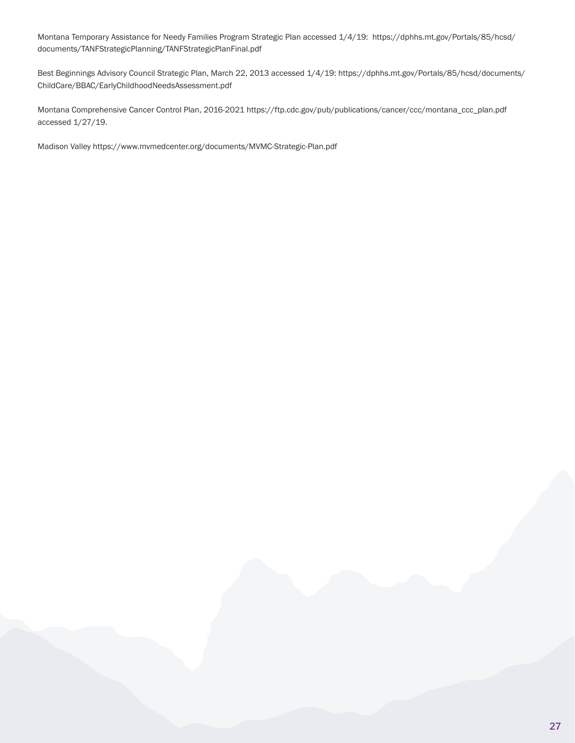Montana Temporary Assistance for Needy Families Program Strategic Plan accessed 1/4/19: https://dphhs.mt.gov/Portals/85/hcsd/documents/TANFStrategicPlanning/TANFStrategicPlanFinal.pdf

Best Beginnings Advisory Council Strategic Plan, March 22, 2013 accessed 1/4/19: https://dphhs.mt.gov/Portals/85/hcsd/documents/ChildCare/BBAC/EarlyChildhoodNeedsAssessment.pdf

Montana Comprehensive Cancer Control Plan, 2016-2021 https://ftp.cdc.gov/pub/publications/cancer/ccc/montana_ccc_plan.pdf accessed 1/27/19.

Madison Valley https://www.mvmedcenter.org/documents/MVMC-Strategic-Plan.pdf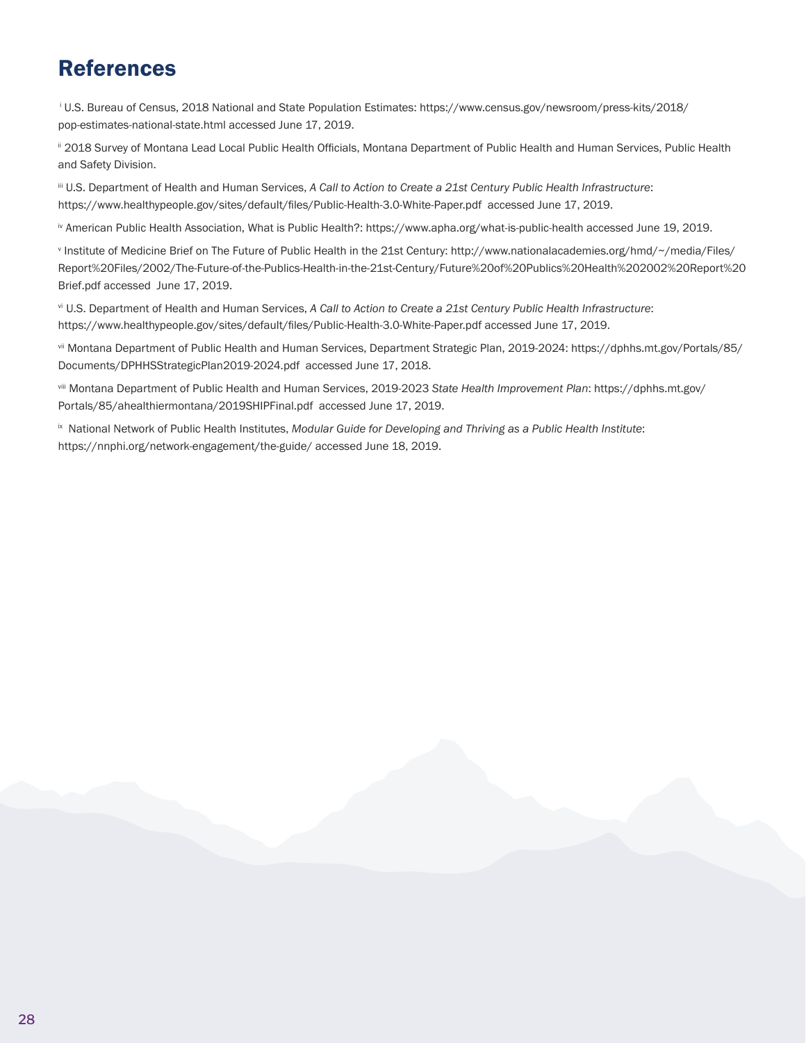# References

[i] U.S. Bureau of Census, 2018 National and State Population Estimates: https://www.census.gov/newsroom/press-kits/2018/pop-estimates-national-state.html accessed June 17, 2019.

[ii] 2018 Survey of Montana Lead Local Public Health Officials, Montana Department of Public Health and Human Services, Public Health and Safety Division.

[iii] U.S. Department of Health and Human Services, *A Call to Action to Create a 21st Century Public Health Infrastructure*: https://www.healthypeople.gov/sites/default/files/Public-Health-3.0-White-Paper.pdf accessed June 17, 2019.

[iv] American Public Health Association, What is Public Health?: https://www.apha.org/what-is-public-health accessed June 19, 2019.

[v] Institute of Medicine Brief on The Future of Public Health in the 21st Century: http://www.nationalacademies.org/hmd/~/media/Files/Report%20Files/2002/The-Future-of-the-Publics-Health-in-the-21st-Century/Future%20of%20Publics%20Health%202002%20Report%20Brief.pdf accessed June 17, 2019.

[vi] U.S. Department of Health and Human Services, *A Call to Action to Create a 21st Century Public Health Infrastructure*: https://www.healthypeople.gov/sites/default/files/Public-Health-3.0-White-Paper.pdf accessed June 17, 2019.

[vii] Montana Department of Public Health and Human Services, Department Strategic Plan, 2019-2024: https://dphhs.mt.gov/Portals/85/Documents/DPHHSStrategicPlan2019-2024.pdf accessed June 17, 2018.

[viii] Montana Department of Public Health and Human Services, 2019-2023 *State Health Improvement Plan*: https://dphhs.mt.gov/Portals/85/ahealthiermontana/2019SHIPFinal.pdf accessed June 17, 2019.

[ix] National Network of Public Health Institutes, *Modular Guide for Developing and Thriving as a Public Health Institute*: https://nnphi.org/network-engagement/the-guide/ accessed June 18, 2019.